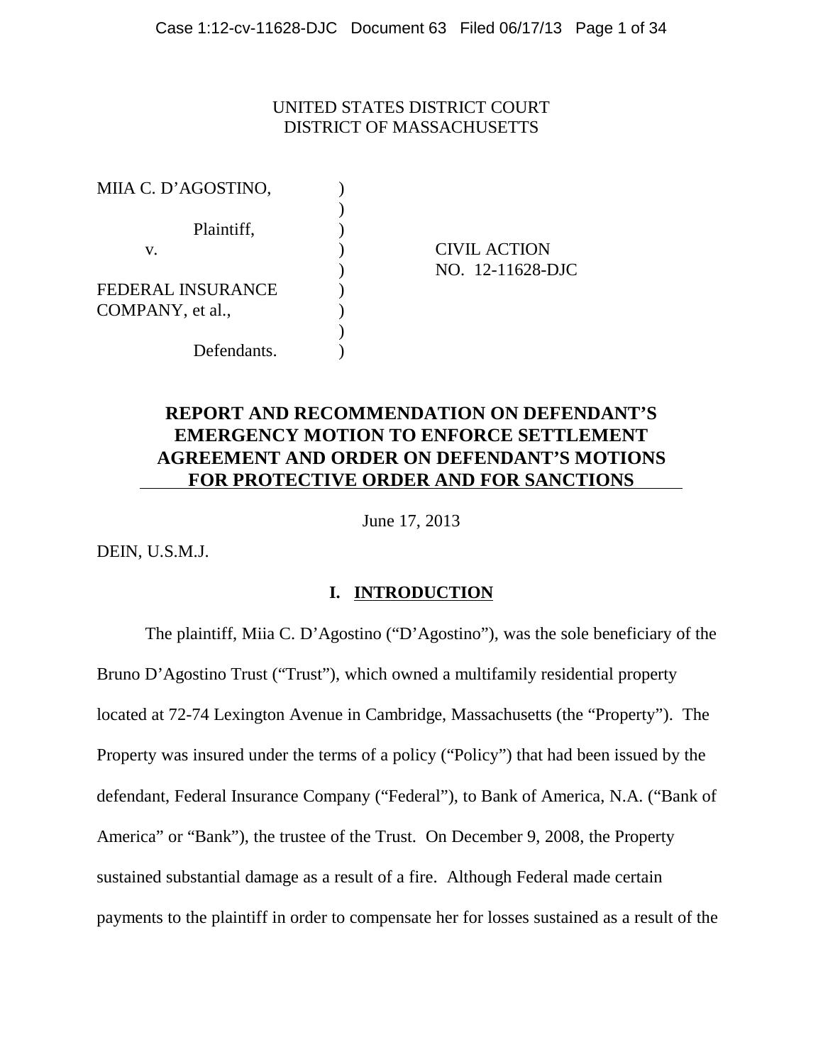UNITED STATES DISTRICT COURT
DISTRICT OF MASSACHUSETTS

MIIA C. D'AGOSTINO, )
)
Plaintiff, )
v. ) CIVIL ACTION
) NO. 12-11628-DJC
FEDERAL INSURANCE )
COMPANY, et al., )
)
Defendants. )

**REPORT AND RECOMMENDATION ON DEFENDANT'S EMERGENCY MOTION TO ENFORCE SETTLEMENT AGREEMENT AND ORDER ON DEFENDANT'S MOTIONS FOR PROTECTIVE ORDER AND FOR SANCTIONS**

June 17, 2013

DEIN, U.S.M.J.

## I. INTRODUCTION

The plaintiff, Miia C. D'Agostino ("D'Agostino"), was the sole beneficiary of the Bruno D'Agostino Trust ("Trust"), which owned a multifamily residential property located at 72-74 Lexington Avenue in Cambridge, Massachusetts (the "Property"). The Property was insured under the terms of a policy ("Policy") that had been issued by the defendant, Federal Insurance Company ("Federal"), to Bank of America, N.A. ("Bank of America" or "Bank"), the trustee of the Trust. On December 9, 2008, the Property sustained substantial damage as a result of a fire. Although Federal made certain payments to the plaintiff in order to compensate her for losses sustained as a result of the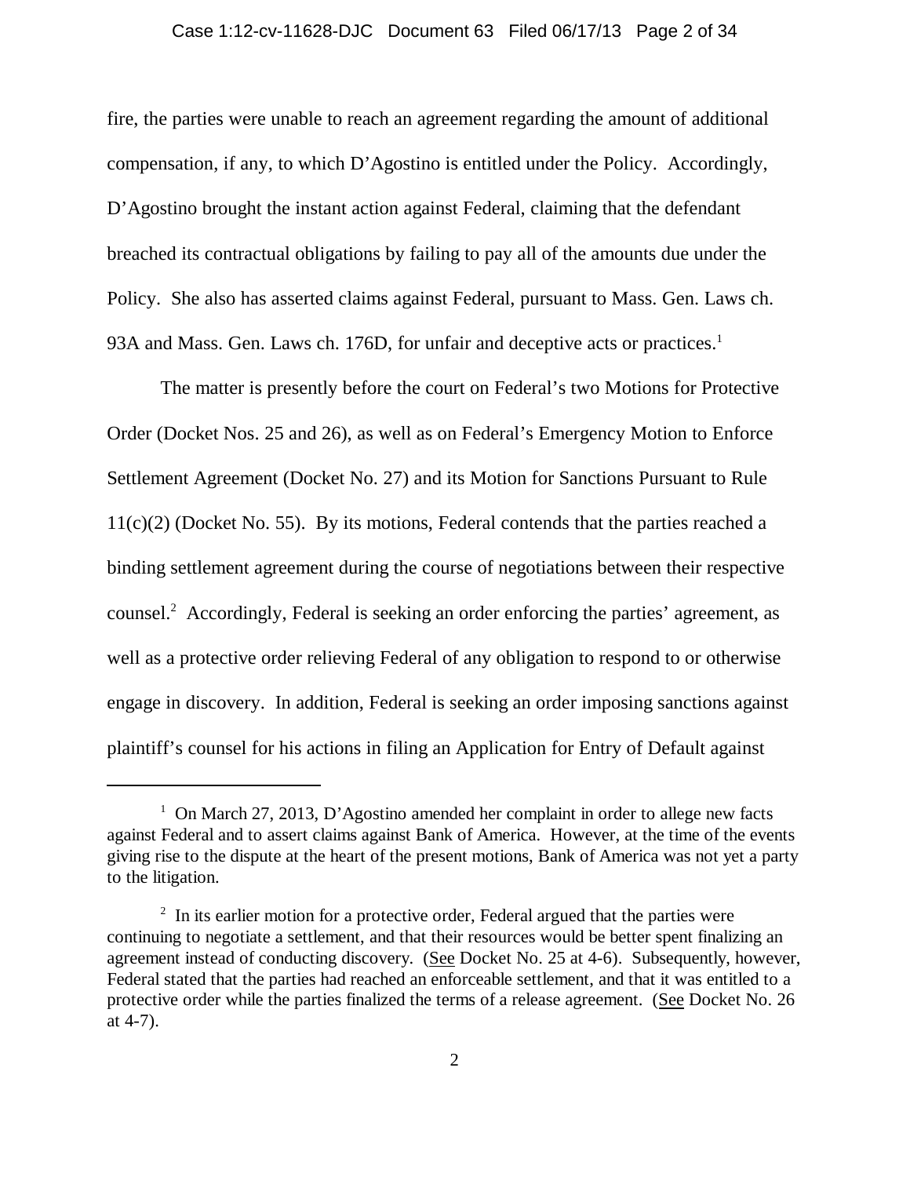fire, the parties were unable to reach an agreement regarding the amount of additional compensation, if any, to which D'Agostino is entitled under the Policy. Accordingly, D'Agostino brought the instant action against Federal, claiming that the defendant breached its contractual obligations by failing to pay all of the amounts due under the Policy. She also has asserted claims against Federal, pursuant to Mass. Gen. Laws ch. 93A and Mass. Gen. Laws ch. 176D, for unfair and deceptive acts or practices.[1]

The matter is presently before the court on Federal's two Motions for Protective Order (Docket Nos. 25 and 26), as well as on Federal's Emergency Motion to Enforce Settlement Agreement (Docket No. 27) and its Motion for Sanctions Pursuant to Rule 11(c)(2) (Docket No. 55). By its motions, Federal contends that the parties reached a binding settlement agreement during the course of negotiations between their respective counsel.[2] Accordingly, Federal is seeking an order enforcing the parties' agreement, as well as a protective order relieving Federal of any obligation to respond to or otherwise engage in discovery. In addition, Federal is seeking an order imposing sanctions against plaintiff's counsel for his actions in filing an Application for Entry of Default against

---

[1] On March 27, 2013, D'Agostino amended her complaint in order to allege new facts against Federal and to assert claims against Bank of America. However, at the time of the events giving rise to the dispute at the heart of the present motions, Bank of America was not yet a party to the litigation.

[2] In its earlier motion for a protective order, Federal argued that the parties were continuing to negotiate a settlement, and that their resources would be better spent finalizing an agreement instead of conducting discovery. (See Docket No. 25 at 4-6). Subsequently, however, Federal stated that the parties had reached an enforceable settlement, and that it was entitled to a protective order while the parties finalized the terms of a release agreement. (See Docket No. 26 at 4-7).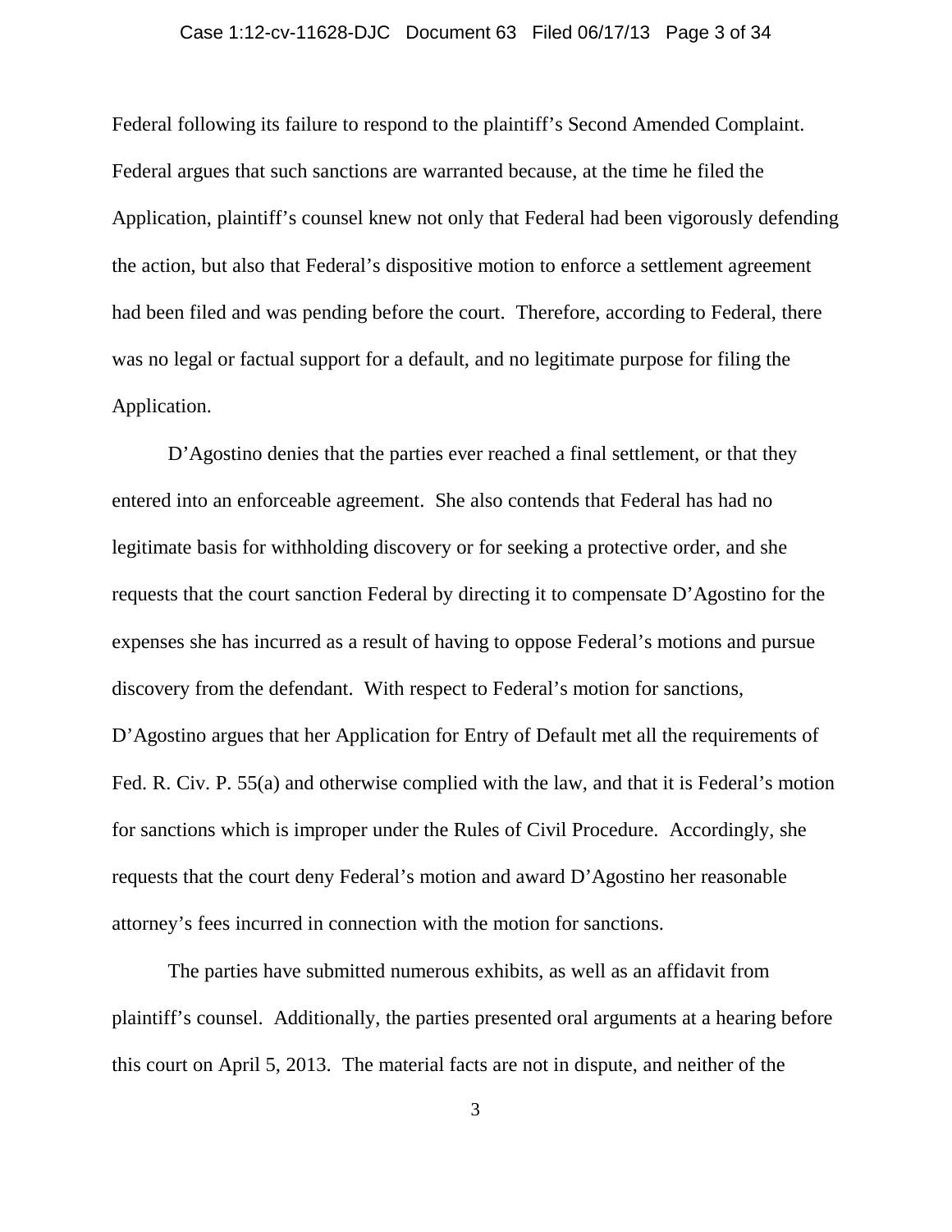Federal following its failure to respond to the plaintiff's Second Amended Complaint. Federal argues that such sanctions are warranted because, at the time he filed the Application, plaintiff's counsel knew not only that Federal had been vigorously defending the action, but also that Federal's dispositive motion to enforce a settlement agreement had been filed and was pending before the court. Therefore, according to Federal, there was no legal or factual support for a default, and no legitimate purpose for filing the Application.

D'Agostino denies that the parties ever reached a final settlement, or that they entered into an enforceable agreement. She also contends that Federal has had no legitimate basis for withholding discovery or for seeking a protective order, and she requests that the court sanction Federal by directing it to compensate D'Agostino for the expenses she has incurred as a result of having to oppose Federal's motions and pursue discovery from the defendant. With respect to Federal's motion for sanctions, D'Agostino argues that her Application for Entry of Default met all the requirements of Fed. R. Civ. P. 55(a) and otherwise complied with the law, and that it is Federal's motion for sanctions which is improper under the Rules of Civil Procedure. Accordingly, she requests that the court deny Federal's motion and award D'Agostino her reasonable attorney's fees incurred in connection with the motion for sanctions.

The parties have submitted numerous exhibits, as well as an affidavit from plaintiff's counsel. Additionally, the parties presented oral arguments at a hearing before this court on April 5, 2013. The material facts are not in dispute, and neither of the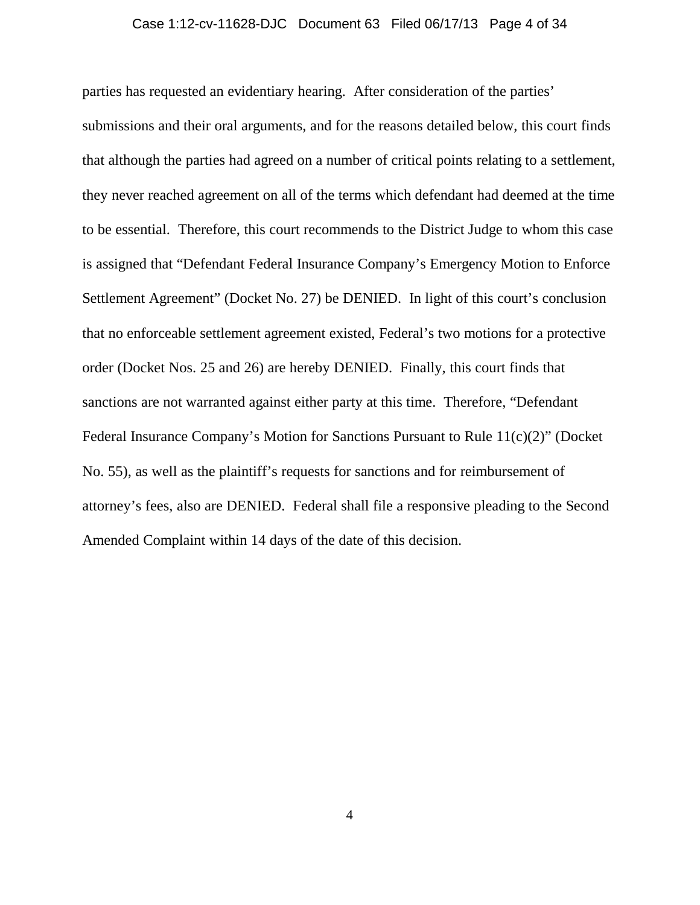parties has requested an evidentiary hearing. After consideration of the parties' submissions and their oral arguments, and for the reasons detailed below, this court finds that although the parties had agreed on a number of critical points relating to a settlement, they never reached agreement on all of the terms which defendant had deemed at the time to be essential. Therefore, this court recommends to the District Judge to whom this case is assigned that "Defendant Federal Insurance Company's Emergency Motion to Enforce Settlement Agreement" (Docket No. 27) be DENIED. In light of this court's conclusion that no enforceable settlement agreement existed, Federal's two motions for a protective order (Docket Nos. 25 and 26) are hereby DENIED. Finally, this court finds that sanctions are not warranted against either party at this time. Therefore, "Defendant Federal Insurance Company's Motion for Sanctions Pursuant to Rule 11(c)(2)" (Docket No. 55), as well as the plaintiff's requests for sanctions and for reimbursement of attorney's fees, also are DENIED. Federal shall file a responsive pleading to the Second Amended Complaint within 14 days of the date of this decision.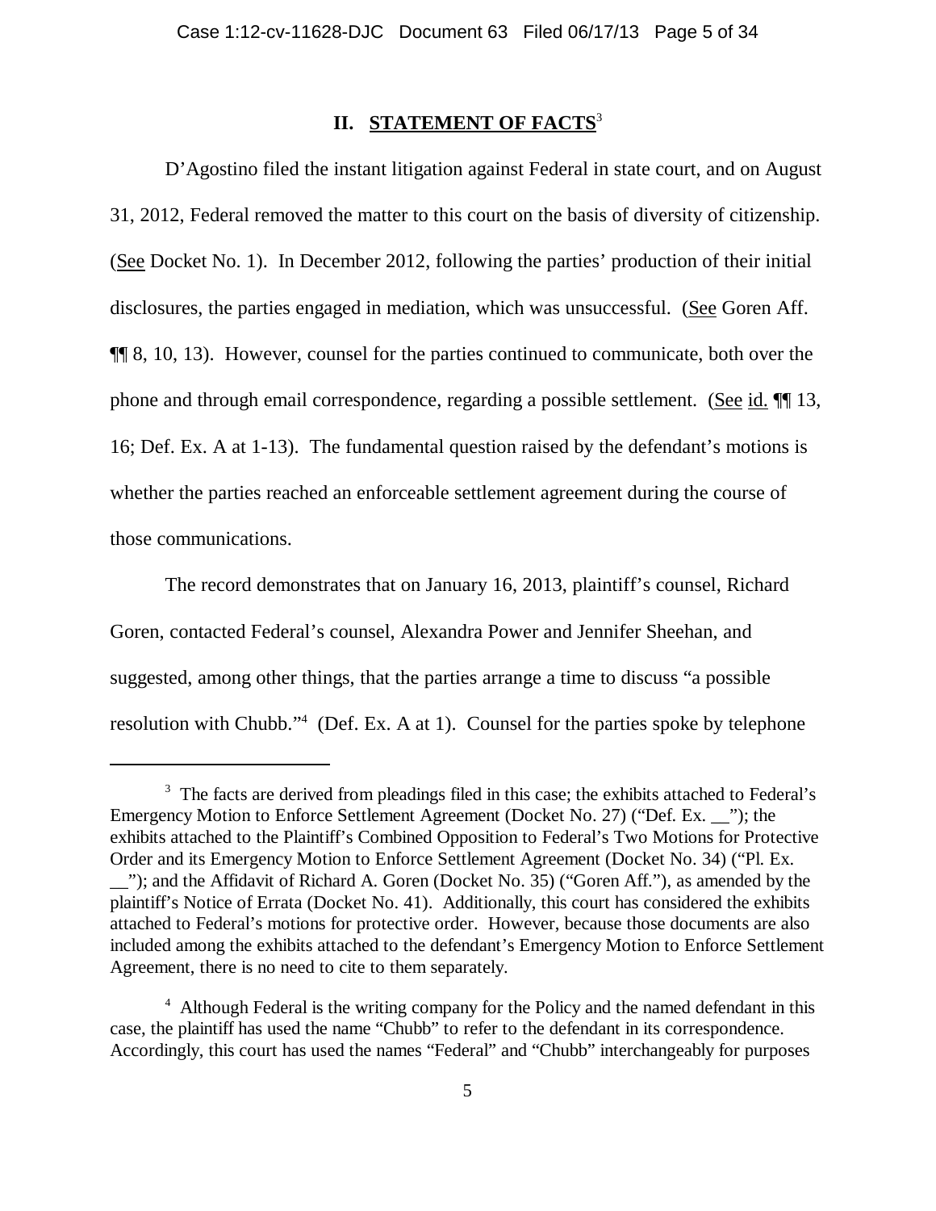## II. STATEMENT OF FACTS[3]

D'Agostino filed the instant litigation against Federal in state court, and on August 31, 2012, Federal removed the matter to this court on the basis of diversity of citizenship. (See Docket No. 1). In December 2012, following the parties' production of their initial disclosures, the parties engaged in mediation, which was unsuccessful. (See Goren Aff. ¶¶ 8, 10, 13). However, counsel for the parties continued to communicate, both over the phone and through email correspondence, regarding a possible settlement. (See id. ¶¶ 13, 16; Def. Ex. A at 1-13). The fundamental question raised by the defendant's motions is whether the parties reached an enforceable settlement agreement during the course of those communications.

The record demonstrates that on January 16, 2013, plaintiff's counsel, Richard Goren, contacted Federal's counsel, Alexandra Power and Jennifer Sheehan, and suggested, among other things, that the parties arrange a time to discuss "a possible resolution with Chubb."[4] (Def. Ex. A at 1). Counsel for the parties spoke by telephone

---

[3] The facts are derived from pleadings filed in this case; the exhibits attached to Federal's Emergency Motion to Enforce Settlement Agreement (Docket No. 27) ("Def. Ex. __"); the exhibits attached to the Plaintiff's Combined Opposition to Federal's Two Motions for Protective Order and its Emergency Motion to Enforce Settlement Agreement (Docket No. 34) ("Pl. Ex. __"); and the Affidavit of Richard A. Goren (Docket No. 35) ("Goren Aff."), as amended by the plaintiff's Notice of Errata (Docket No. 41). Additionally, this court has considered the exhibits attached to Federal's motions for protective order. However, because those documents are also included among the exhibits attached to the defendant's Emergency Motion to Enforce Settlement Agreement, there is no need to cite to them separately.

[4] Although Federal is the writing company for the Policy and the named defendant in this case, the plaintiff has used the name "Chubb" to refer to the defendant in its correspondence. Accordingly, this court has used the names "Federal" and "Chubb" interchangeably for purposes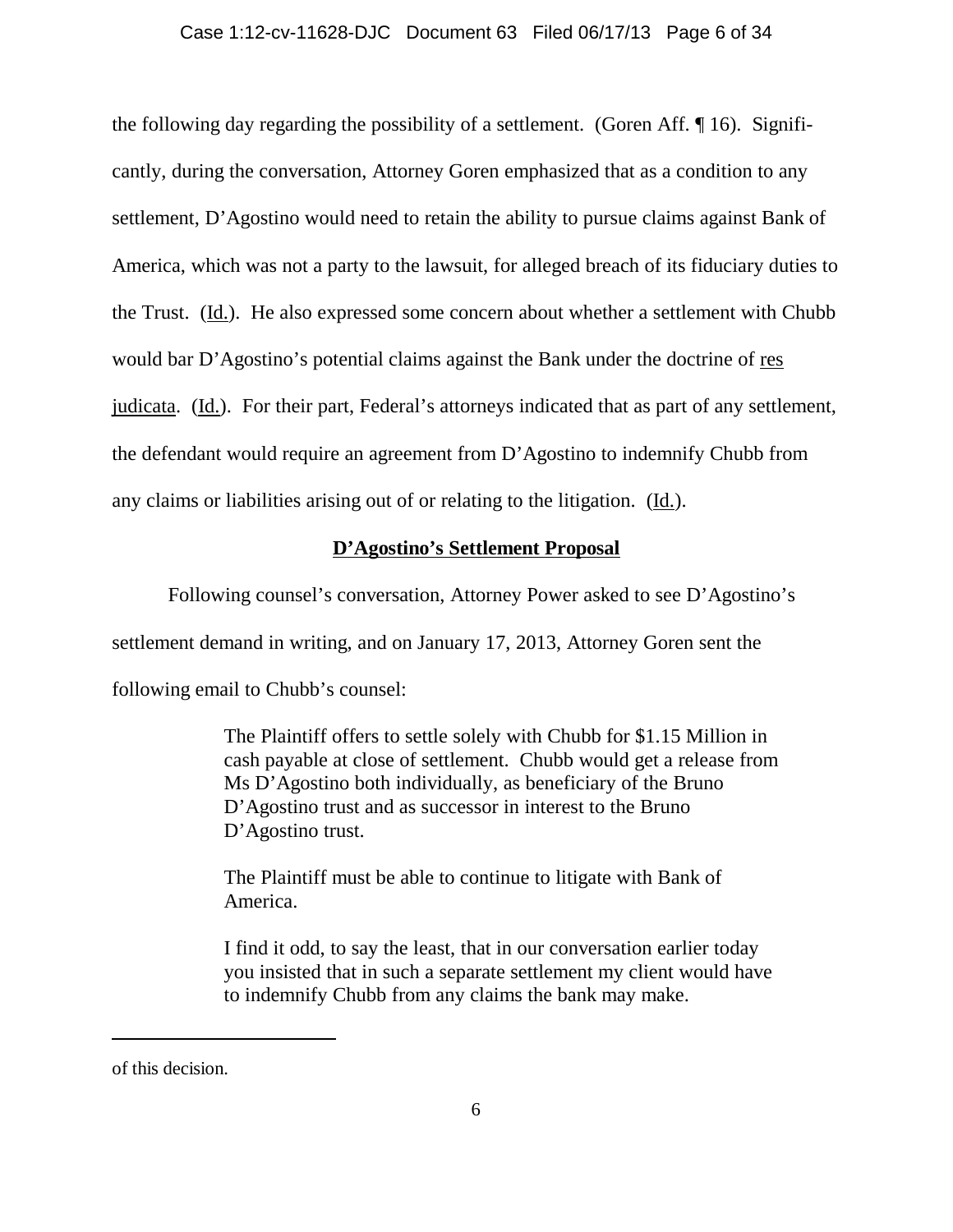the following day regarding the possibility of a settlement. (Goren Aff. ¶ 16). Significantly, during the conversation, Attorney Goren emphasized that as a condition to any settlement, D'Agostino would need to retain the ability to pursue claims against Bank of America, which was not a party to the lawsuit, for alleged breach of its fiduciary duties to the Trust. (Id.). He also expressed some concern about whether a settlement with Chubb would bar D'Agostino's potential claims against the Bank under the doctrine of res judicata. (Id.). For their part, Federal's attorneys indicated that as part of any settlement, the defendant would require an agreement from D'Agostino to indemnify Chubb from any claims or liabilities arising out of or relating to the litigation. (Id.).

## D'Agostino's Settlement Proposal

Following counsel's conversation, Attorney Power asked to see D'Agostino's settlement demand in writing, and on January 17, 2013, Attorney Goren sent the following email to Chubb's counsel:

> The Plaintiff offers to settle solely with Chubb for $1.15 Million in cash payable at close of settlement. Chubb would get a release from Ms D'Agostino both individually, as beneficiary of the Bruno D'Agostino trust and as successor in interest to the Bruno D'Agostino trust.
>
> The Plaintiff must be able to continue to litigate with Bank of America.
>
> I find it odd, to say the least, that in our conversation earlier today you insisted that in such a separate settlement my client would have to indemnify Chubb from any claims the bank may make.

---

of this decision.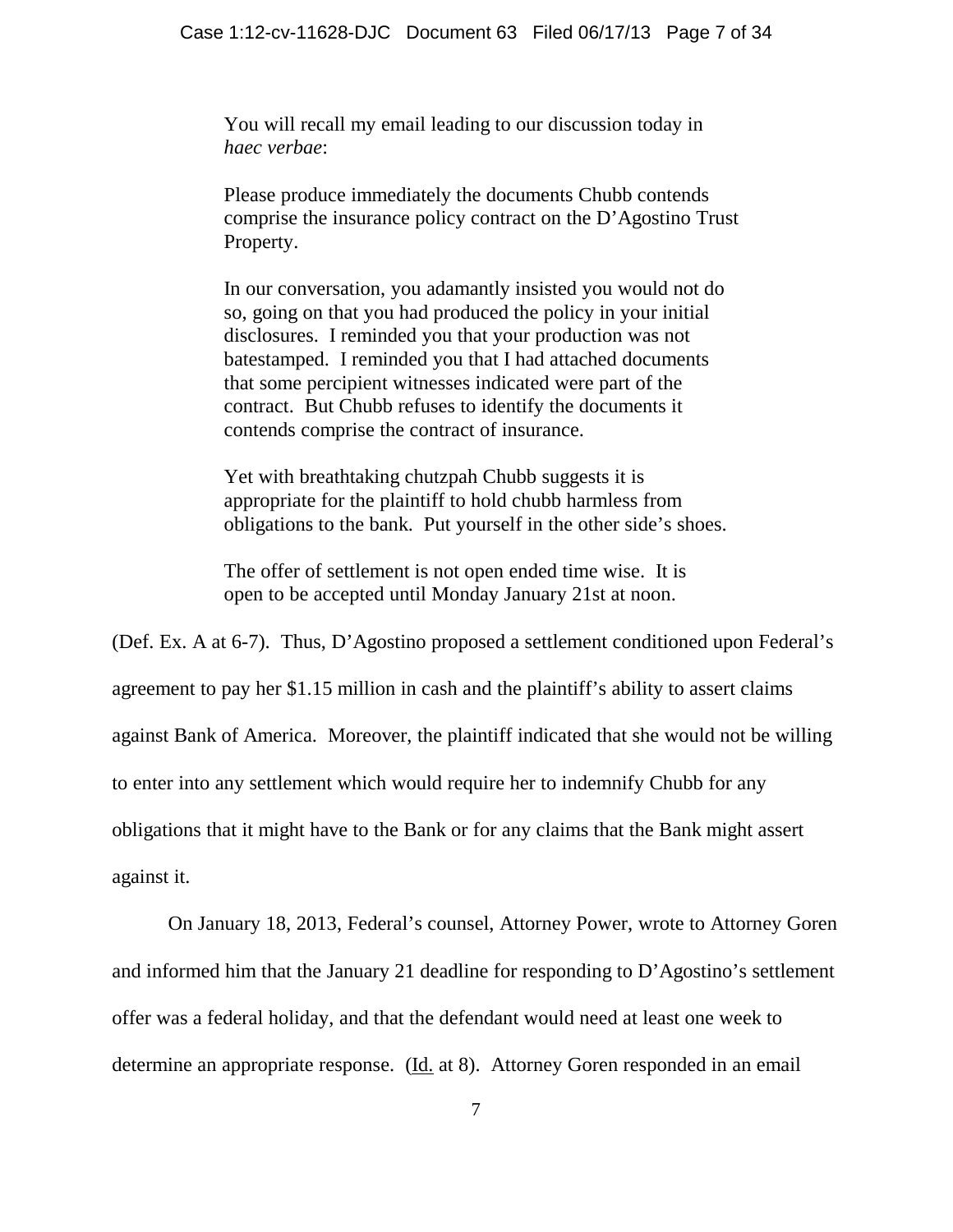> You will recall my email leading to our discussion today in *haec verbae*:
>
> Please produce immediately the documents Chubb contends comprise the insurance policy contract on the D'Agostino Trust Property.
>
> In our conversation, you adamantly insisted you would not do so, going on that you had produced the policy in your initial disclosures. I reminded you that your production was not batestamped. I reminded you that I had attached documents that some percipient witnesses indicated were part of the contract. But Chubb refuses to identify the documents it contends comprise the contract of insurance.
>
> Yet with breathtaking chutzpah Chubb suggests it is appropriate for the plaintiff to hold chubb harmless from obligations to the bank. Put yourself in the other side's shoes.
>
> The offer of settlement is not open ended time wise. It is open to be accepted until Monday January 21st at noon.

(Def. Ex. A at 6-7). Thus, D'Agostino proposed a settlement conditioned upon Federal's agreement to pay her $1.15 million in cash and the plaintiff's ability to assert claims against Bank of America. Moreover, the plaintiff indicated that she would not be willing to enter into any settlement which would require her to indemnify Chubb for any obligations that it might have to the Bank or for any claims that the Bank might assert against it.

On January 18, 2013, Federal's counsel, Attorney Power, wrote to Attorney Goren and informed him that the January 21 deadline for responding to D'Agostino's settlement offer was a federal holiday, and that the defendant would need at least one week to determine an appropriate response. (Id. at 8). Attorney Goren responded in an email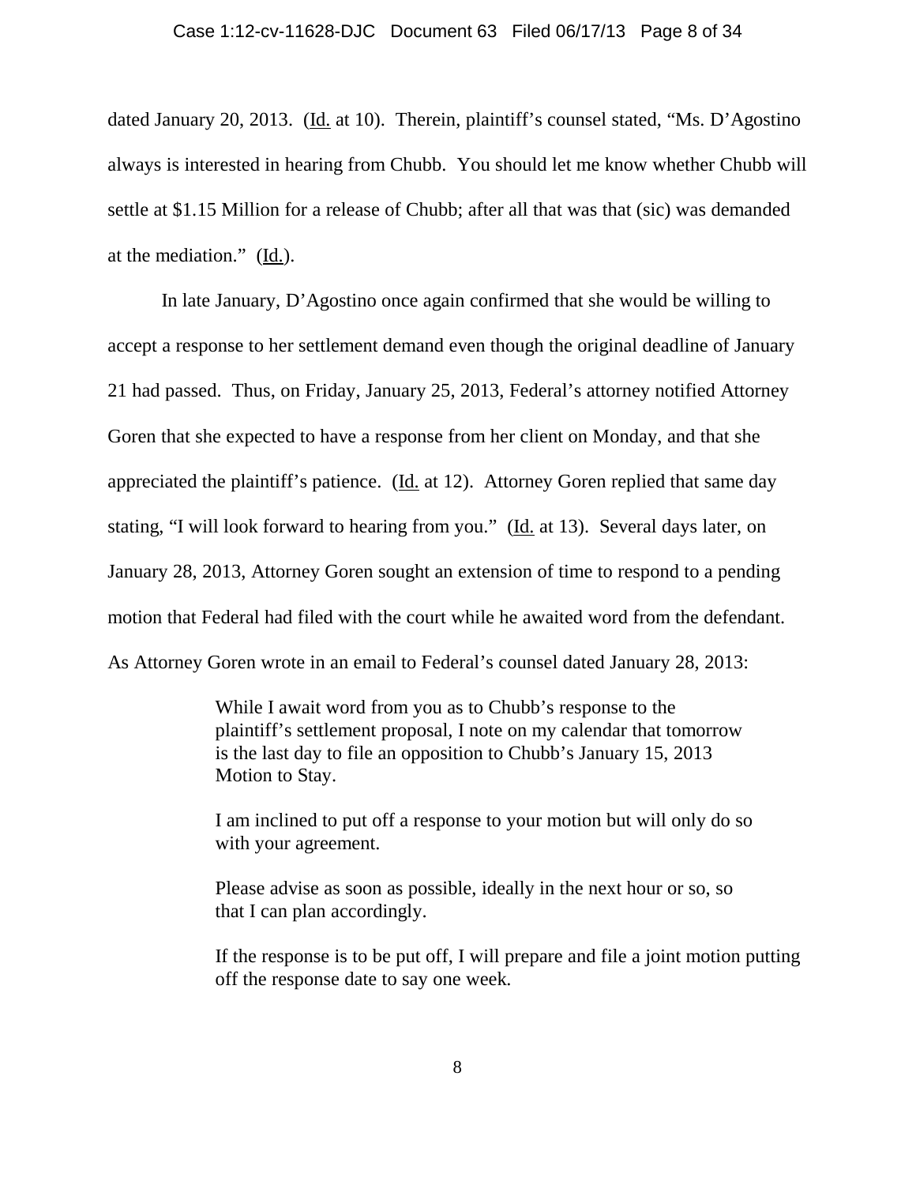dated January 20, 2013. (Id. at 10). Therein, plaintiff's counsel stated, "Ms. D'Agostino always is interested in hearing from Chubb. You should let me know whether Chubb will settle at $1.15 Million for a release of Chubb; after all that was that (sic) was demanded at the mediation." (Id.).

In late January, D'Agostino once again confirmed that she would be willing to accept a response to her settlement demand even though the original deadline of January 21 had passed. Thus, on Friday, January 25, 2013, Federal's attorney notified Attorney Goren that she expected to have a response from her client on Monday, and that she appreciated the plaintiff's patience. (Id. at 12). Attorney Goren replied that same day stating, "I will look forward to hearing from you." (Id. at 13). Several days later, on January 28, 2013, Attorney Goren sought an extension of time to respond to a pending motion that Federal had filed with the court while he awaited word from the defendant. As Attorney Goren wrote in an email to Federal's counsel dated January 28, 2013:

> While I await word from you as to Chubb's response to the plaintiff's settlement proposal, I note on my calendar that tomorrow is the last day to file an opposition to Chubb's January 15, 2013 Motion to Stay.
>
> I am inclined to put off a response to your motion but will only do so with your agreement.
>
> Please advise as soon as possible, ideally in the next hour or so, so that I can plan accordingly.
>
> If the response is to be put off, I will prepare and file a joint motion putting off the response date to say one week.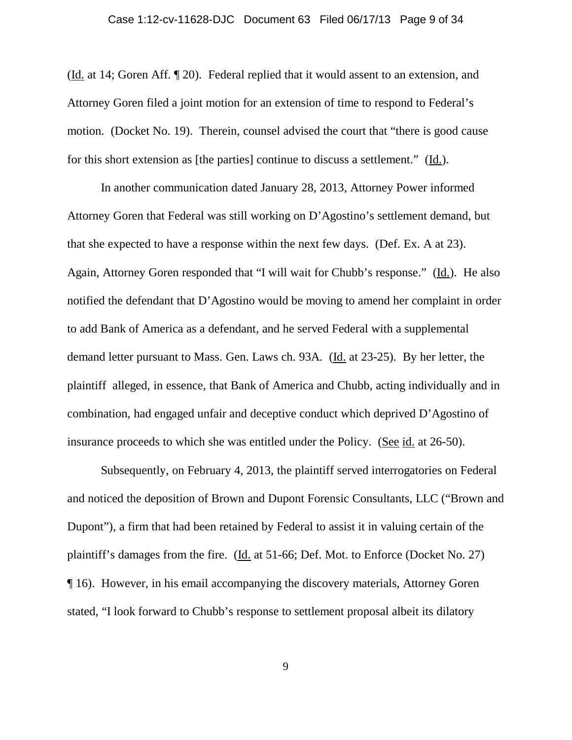(Id. at 14; Goren Aff. ¶ 20). Federal replied that it would assent to an extension, and Attorney Goren filed a joint motion for an extension of time to respond to Federal's motion. (Docket No. 19). Therein, counsel advised the court that "there is good cause for this short extension as [the parties] continue to discuss a settlement." (Id.).

In another communication dated January 28, 2013, Attorney Power informed Attorney Goren that Federal was still working on D'Agostino's settlement demand, but that she expected to have a response within the next few days. (Def. Ex. A at 23). Again, Attorney Goren responded that "I will wait for Chubb's response." (Id.). He also notified the defendant that D'Agostino would be moving to amend her complaint in order to add Bank of America as a defendant, and he served Federal with a supplemental demand letter pursuant to Mass. Gen. Laws ch. 93A. (Id. at 23-25). By her letter, the plaintiff alleged, in essence, that Bank of America and Chubb, acting individually and in combination, had engaged unfair and deceptive conduct which deprived D'Agostino of insurance proceeds to which she was entitled under the Policy. (See id. at 26-50).

Subsequently, on February 4, 2013, the plaintiff served interrogatories on Federal and noticed the deposition of Brown and Dupont Forensic Consultants, LLC ("Brown and Dupont"), a firm that had been retained by Federal to assist it in valuing certain of the plaintiff's damages from the fire. (Id. at 51-66; Def. Mot. to Enforce (Docket No. 27) ¶ 16). However, in his email accompanying the discovery materials, Attorney Goren stated, "I look forward to Chubb's response to settlement proposal albeit its dilatory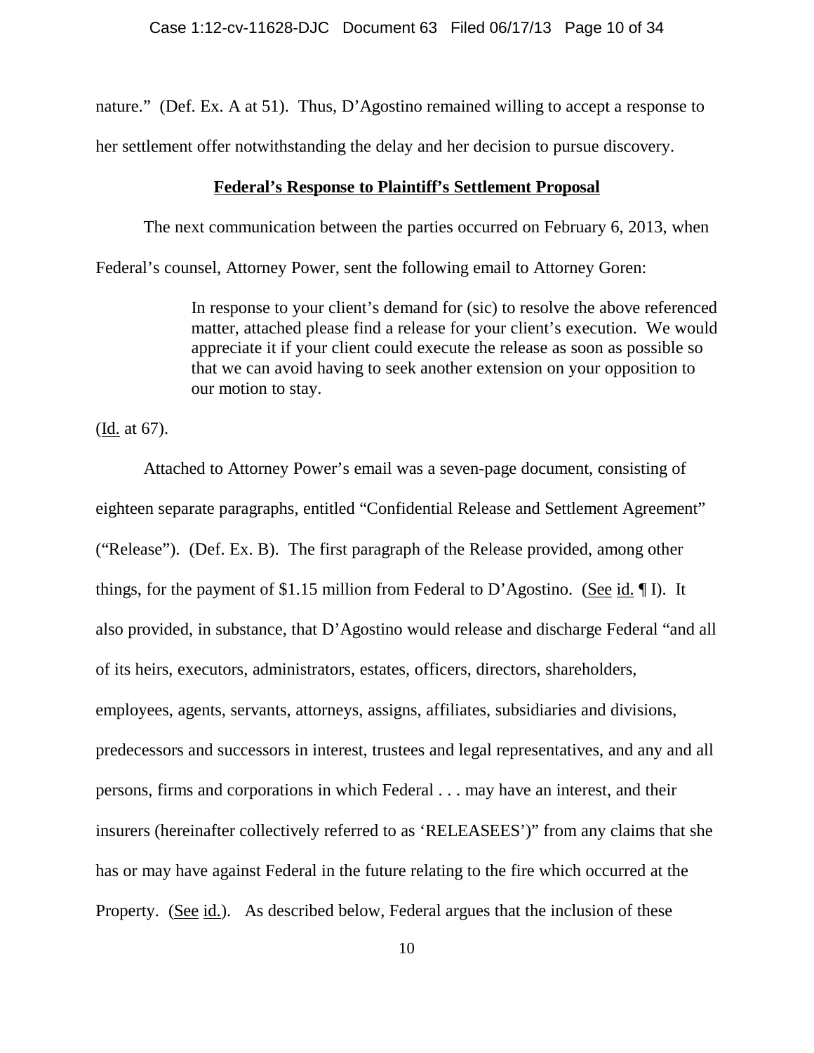nature." (Def. Ex. A at 51). Thus, D'Agostino remained willing to accept a response to her settlement offer notwithstanding the delay and her decision to pursue discovery.

**<u>Federal's Response to Plaintiff's Settlement Proposal</u>**

The next communication between the parties occurred on February 6, 2013, when Federal's counsel, Attorney Power, sent the following email to Attorney Goren:

> In response to your client's demand for (sic) to resolve the above referenced matter, attached please find a release for your client's execution. We would appreciate it if your client could execute the release as soon as possible so that we can avoid having to seek another extension on your opposition to our motion to stay.

(<u>Id.</u> at 67).

Attached to Attorney Power's email was a seven-page document, consisting of eighteen separate paragraphs, entitled "Confidential Release and Settlement Agreement" ("Release"). (Def. Ex. B). The first paragraph of the Release provided, among other things, for the payment of $1.15 million from Federal to D'Agostino. (<u>See</u> <u>id.</u> ¶ I). It also provided, in substance, that D'Agostino would release and discharge Federal "and all of its heirs, executors, administrators, estates, officers, directors, shareholders, employees, agents, servants, attorneys, assigns, affiliates, subsidiaries and divisions, predecessors and successors in interest, trustees and legal representatives, and any and all persons, firms and corporations in which Federal . . . may have an interest, and their insurers (hereinafter collectively referred to as 'RELEASEES')" from any claims that she has or may have against Federal in the future relating to the fire which occurred at the Property. (<u>See</u> <u>id.</u>). As described below, Federal argues that the inclusion of these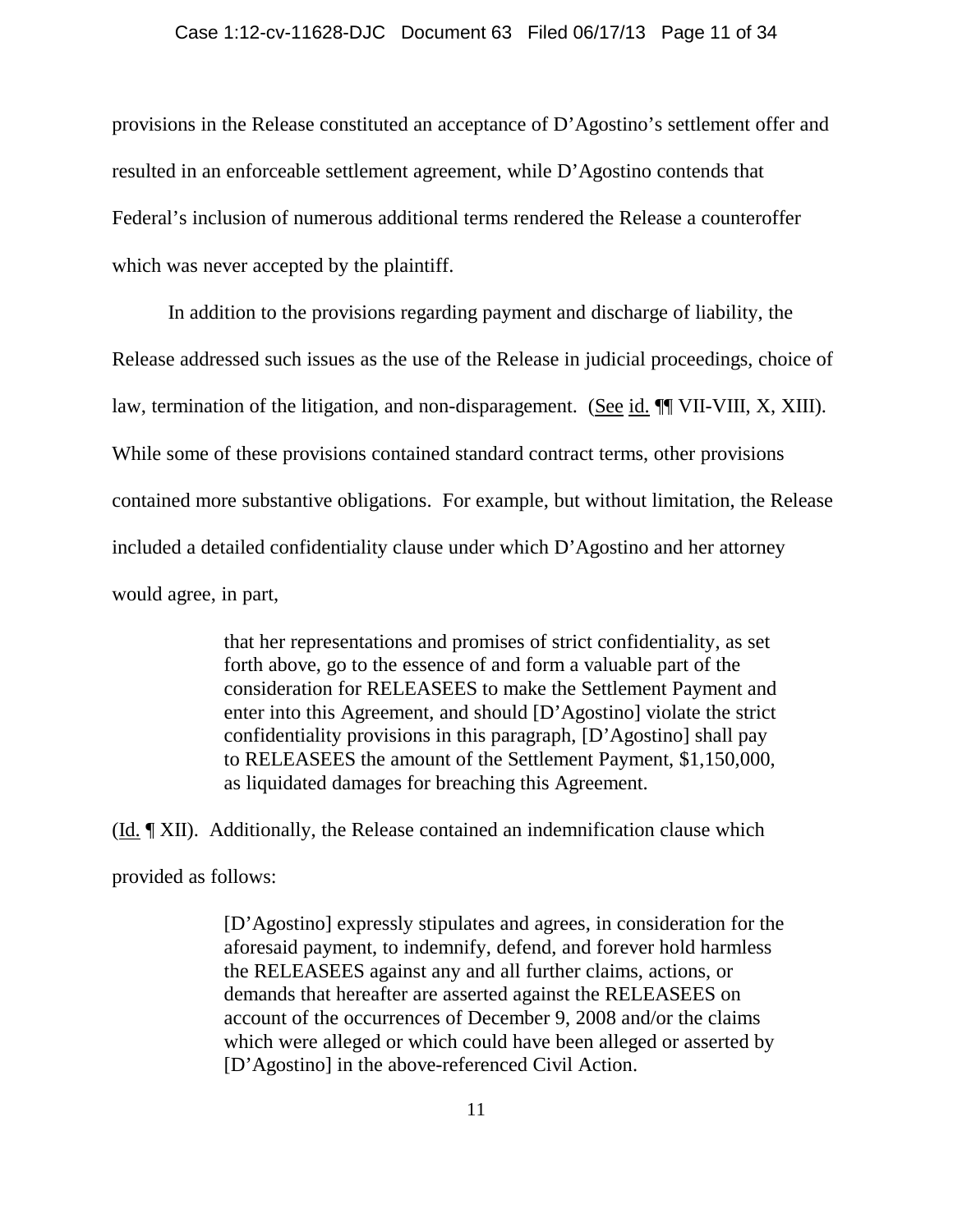provisions in the Release constituted an acceptance of D'Agostino's settlement offer and resulted in an enforceable settlement agreement, while D'Agostino contends that Federal's inclusion of numerous additional terms rendered the Release a counteroffer which was never accepted by the plaintiff.

In addition to the provisions regarding payment and discharge of liability, the Release addressed such issues as the use of the Release in judicial proceedings, choice of law, termination of the litigation, and non-disparagement. (See id. ¶¶ VII-VIII, X, XIII). While some of these provisions contained standard contract terms, other provisions contained more substantive obligations. For example, but without limitation, the Release included a detailed confidentiality clause under which D'Agostino and her attorney would agree, in part,

> that her representations and promises of strict confidentiality, as set forth above, go to the essence of and form a valuable part of the consideration for RELEASEES to make the Settlement Payment and enter into this Agreement, and should [D'Agostino] violate the strict confidentiality provisions in this paragraph, [D'Agostino] shall pay to RELEASEES the amount of the Settlement Payment, $1,150,000, as liquidated damages for breaching this Agreement.

(Id. ¶ XII). Additionally, the Release contained an indemnification clause which provided as follows:

> [D'Agostino] expressly stipulates and agrees, in consideration for the aforesaid payment, to indemnify, defend, and forever hold harmless the RELEASEES against any and all further claims, actions, or demands that hereafter are asserted against the RELEASEES on account of the occurrences of December 9, 2008 and/or the claims which were alleged or which could have been alleged or asserted by [D'Agostino] in the above-referenced Civil Action.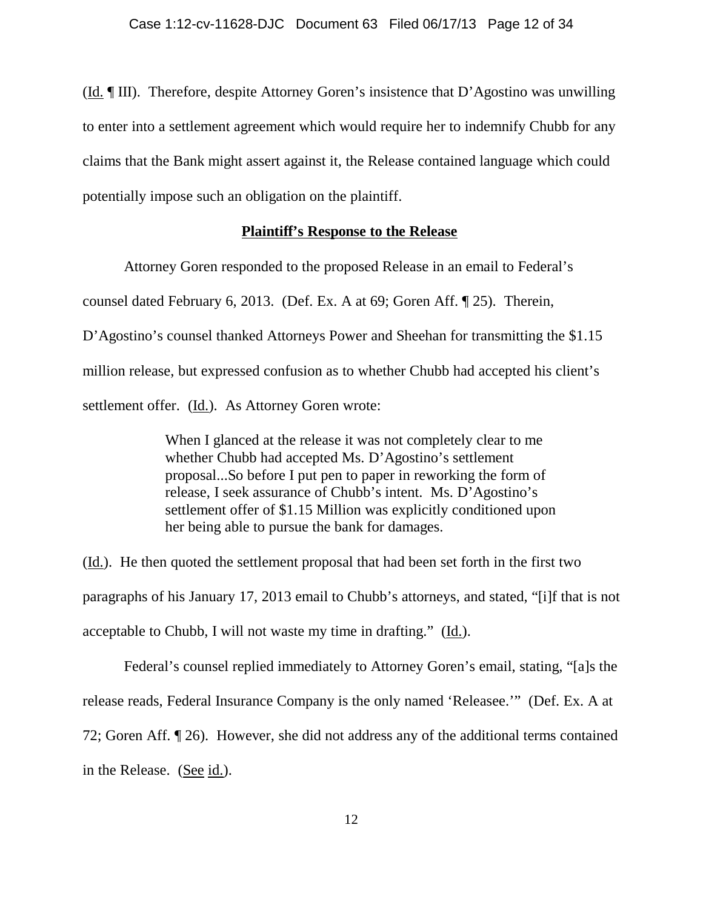(Id. ¶ III). Therefore, despite Attorney Goren's insistence that D'Agostino was unwilling to enter into a settlement agreement which would require her to indemnify Chubb for any claims that the Bank might assert against it, the Release contained language which could potentially impose such an obligation on the plaintiff.

**Plaintiff's Response to the Release**

Attorney Goren responded to the proposed Release in an email to Federal's counsel dated February 6, 2013. (Def. Ex. A at 69; Goren Aff. ¶ 25). Therein, D'Agostino's counsel thanked Attorneys Power and Sheehan for transmitting the $1.15 million release, but expressed confusion as to whether Chubb had accepted his client's settlement offer. (Id.). As Attorney Goren wrote:

> When I glanced at the release it was not completely clear to me whether Chubb had accepted Ms. D'Agostino's settlement proposal...So before I put pen to paper in reworking the form of release, I seek assurance of Chubb's intent. Ms. D'Agostino's settlement offer of $1.15 Million was explicitly conditioned upon her being able to pursue the bank for damages.

(Id.). He then quoted the settlement proposal that had been set forth in the first two paragraphs of his January 17, 2013 email to Chubb's attorneys, and stated, "[i]f that is not acceptable to Chubb, I will not waste my time in drafting." (Id.).

Federal's counsel replied immediately to Attorney Goren's email, stating, "[a]s the release reads, Federal Insurance Company is the only named 'Releasee.'" (Def. Ex. A at 72; Goren Aff. ¶ 26). However, she did not address any of the additional terms contained in the Release. (See id.).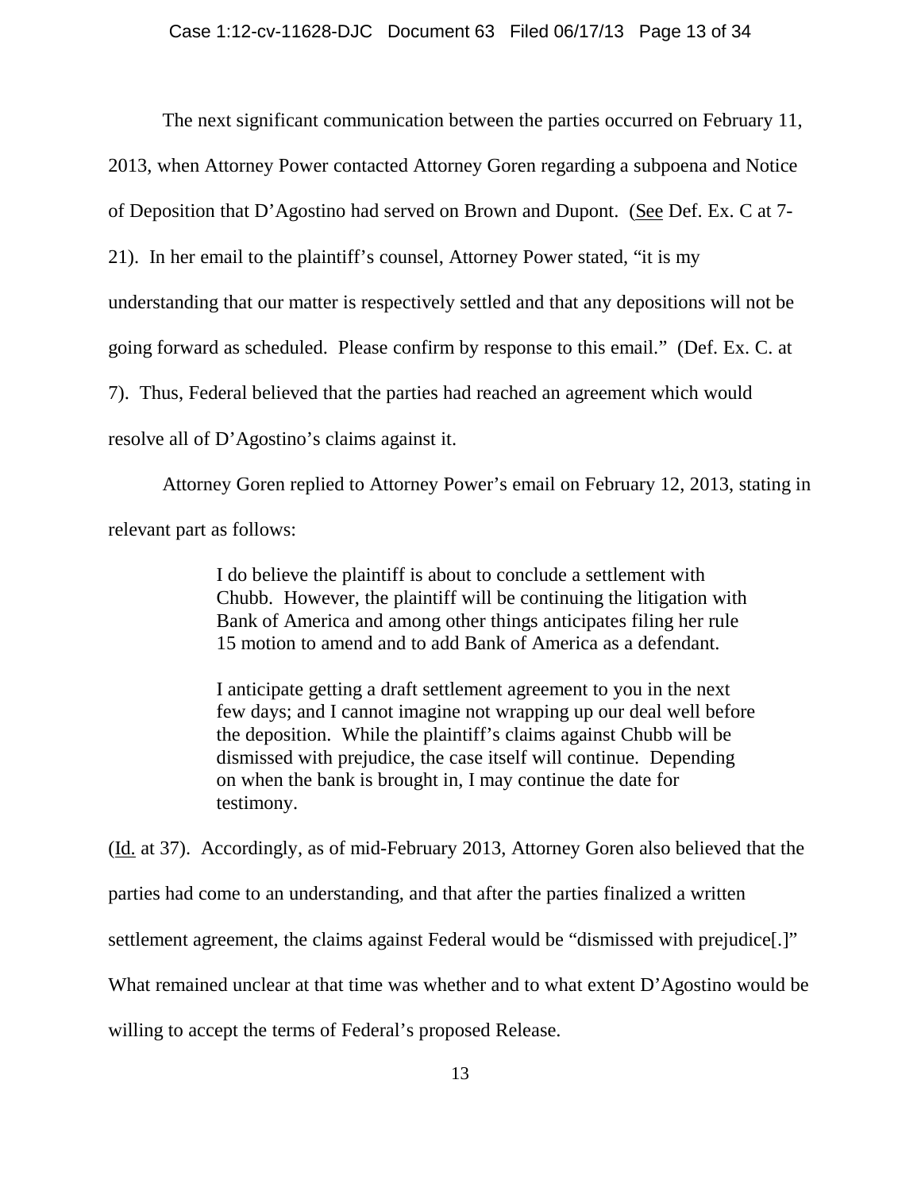The next significant communication between the parties occurred on February 11, 2013, when Attorney Power contacted Attorney Goren regarding a subpoena and Notice of Deposition that D'Agostino had served on Brown and Dupont. (See Def. Ex. C at 7-21). In her email to the plaintiff's counsel, Attorney Power stated, "it is my understanding that our matter is respectively settled and that any depositions will not be going forward as scheduled. Please confirm by response to this email." (Def. Ex. C. at 7). Thus, Federal believed that the parties had reached an agreement which would resolve all of D'Agostino's claims against it.

Attorney Goren replied to Attorney Power's email on February 12, 2013, stating in relevant part as follows:

> I do believe the plaintiff is about to conclude a settlement with Chubb. However, the plaintiff will be continuing the litigation with Bank of America and among other things anticipates filing her rule 15 motion to amend and to add Bank of America as a defendant.
>
> I anticipate getting a draft settlement agreement to you in the next few days; and I cannot imagine not wrapping up our deal well before the deposition. While the plaintiff's claims against Chubb will be dismissed with prejudice, the case itself will continue. Depending on when the bank is brought in, I may continue the date for testimony.

(Id. at 37). Accordingly, as of mid-February 2013, Attorney Goren also believed that the parties had come to an understanding, and that after the parties finalized a written settlement agreement, the claims against Federal would be "dismissed with prejudice[.]" What remained unclear at that time was whether and to what extent D'Agostino would be willing to accept the terms of Federal's proposed Release.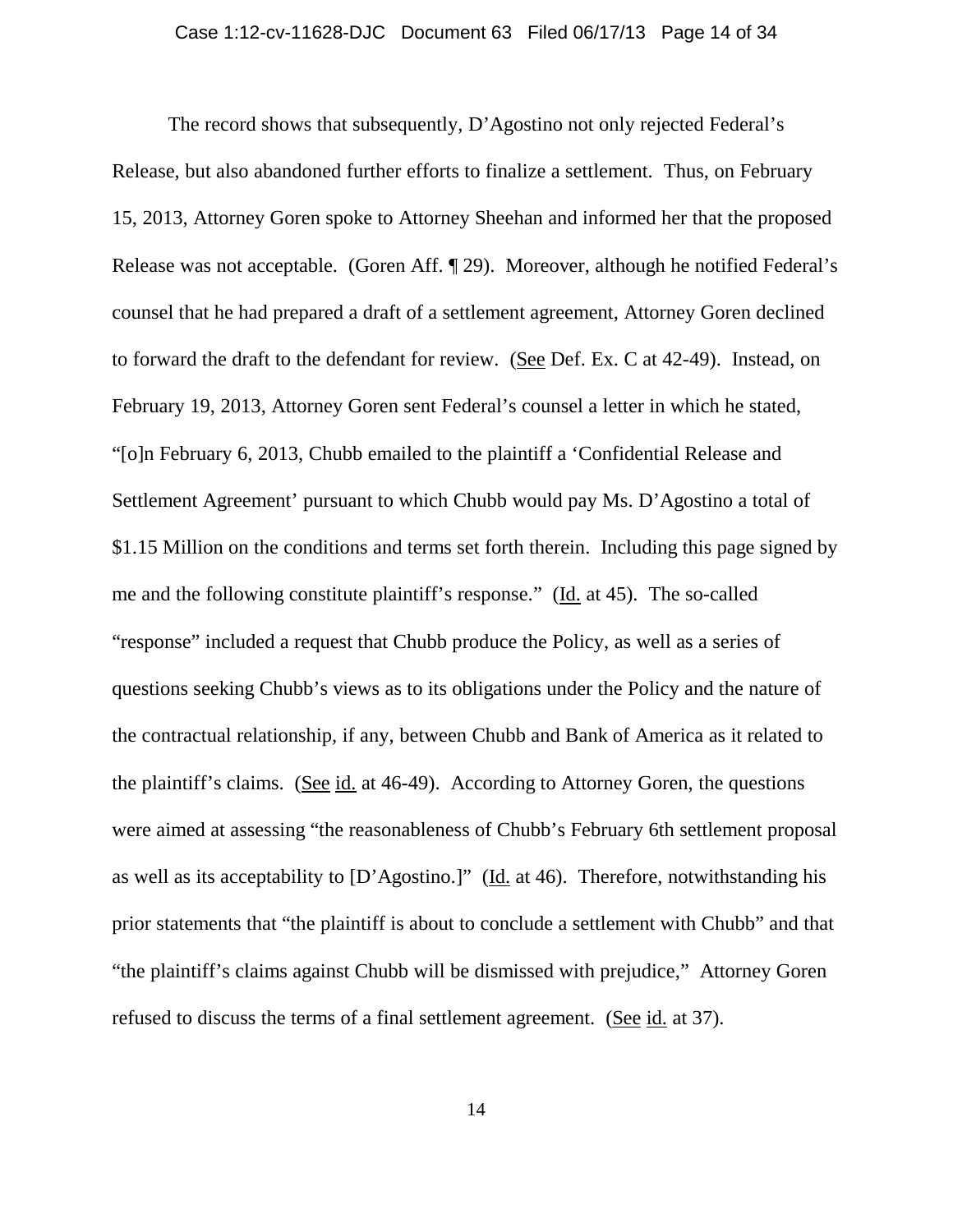The record shows that subsequently, D'Agostino not only rejected Federal's Release, but also abandoned further efforts to finalize a settlement. Thus, on February 15, 2013, Attorney Goren spoke to Attorney Sheehan and informed her that the proposed Release was not acceptable. (Goren Aff. ¶ 29). Moreover, although he notified Federal's counsel that he had prepared a draft of a settlement agreement, Attorney Goren declined to forward the draft to the defendant for review. (See Def. Ex. C at 42-49). Instead, on February 19, 2013, Attorney Goren sent Federal's counsel a letter in which he stated, "[o]n February 6, 2013, Chubb emailed to the plaintiff a 'Confidential Release and Settlement Agreement' pursuant to which Chubb would pay Ms. D'Agostino a total of $1.15 Million on the conditions and terms set forth therein. Including this page signed by me and the following constitute plaintiff's response." (Id. at 45). The so-called "response" included a request that Chubb produce the Policy, as well as a series of questions seeking Chubb's views as to its obligations under the Policy and the nature of the contractual relationship, if any, between Chubb and Bank of America as it related to the plaintiff's claims. (See id. at 46-49). According to Attorney Goren, the questions were aimed at assessing "the reasonableness of Chubb's February 6th settlement proposal as well as its acceptability to [D'Agostino.]" (Id. at 46). Therefore, notwithstanding his prior statements that "the plaintiff is about to conclude a settlement with Chubb" and that "the plaintiff's claims against Chubb will be dismissed with prejudice," Attorney Goren refused to discuss the terms of a final settlement agreement. (See id. at 37).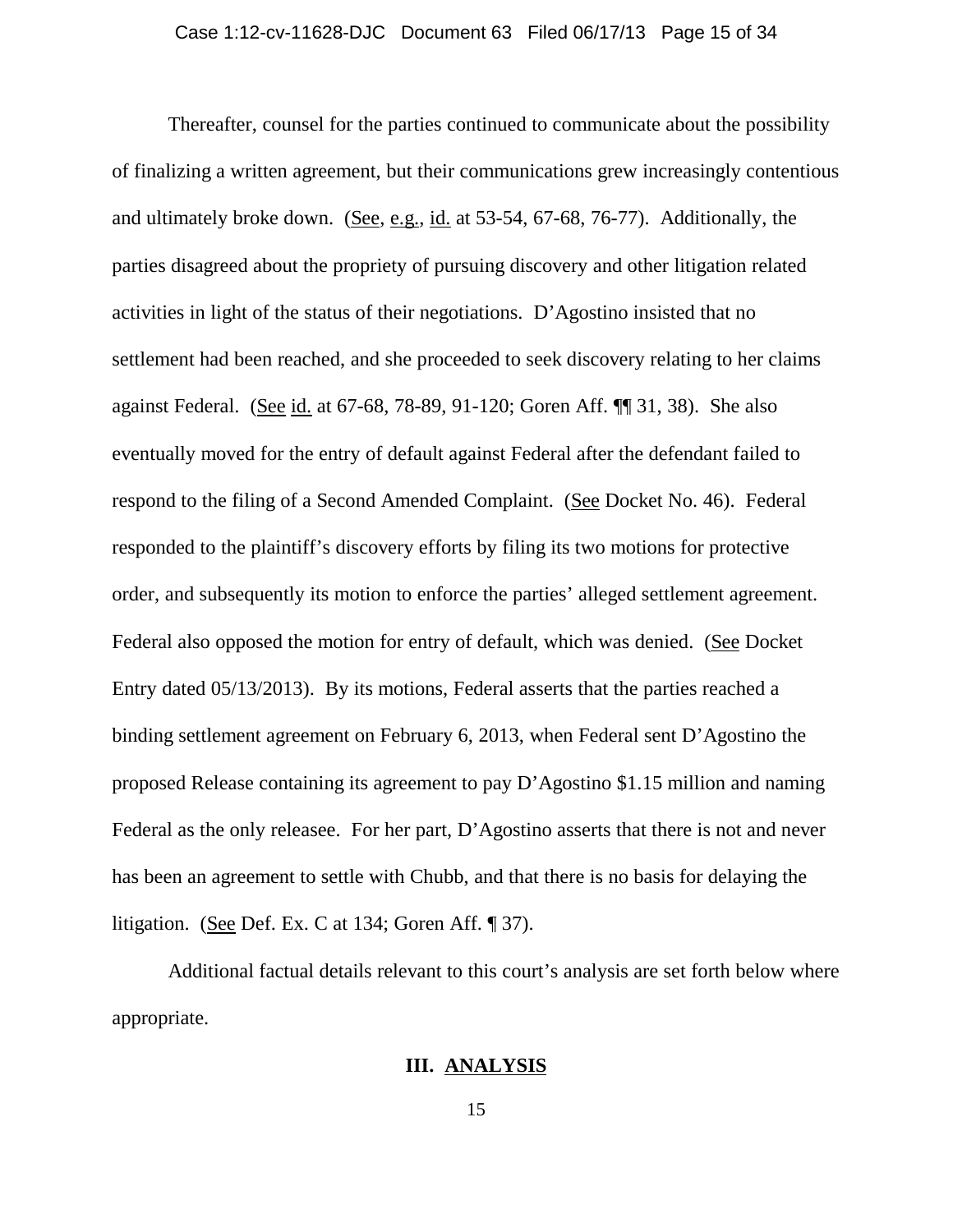Thereafter, counsel for the parties continued to communicate about the possibility of finalizing a written agreement, but their communications grew increasingly contentious and ultimately broke down. (See, e.g., id. at 53-54, 67-68, 76-77). Additionally, the parties disagreed about the propriety of pursuing discovery and other litigation related activities in light of the status of their negotiations. D'Agostino insisted that no settlement had been reached, and she proceeded to seek discovery relating to her claims against Federal. (See id. at 67-68, 78-89, 91-120; Goren Aff. ¶¶ 31, 38). She also eventually moved for the entry of default against Federal after the defendant failed to respond to the filing of a Second Amended Complaint. (See Docket No. 46). Federal responded to the plaintiff's discovery efforts by filing its two motions for protective order, and subsequently its motion to enforce the parties' alleged settlement agreement. Federal also opposed the motion for entry of default, which was denied. (See Docket Entry dated 05/13/2013). By its motions, Federal asserts that the parties reached a binding settlement agreement on February 6, 2013, when Federal sent D'Agostino the proposed Release containing its agreement to pay D'Agostino $1.15 million and naming Federal as the only releasee. For her part, D'Agostino asserts that there is not and never has been an agreement to settle with Chubb, and that there is no basis for delaying the litigation. (See Def. Ex. C at 134; Goren Aff. ¶ 37).

Additional factual details relevant to this court's analysis are set forth below where appropriate.

## III. ANALYSIS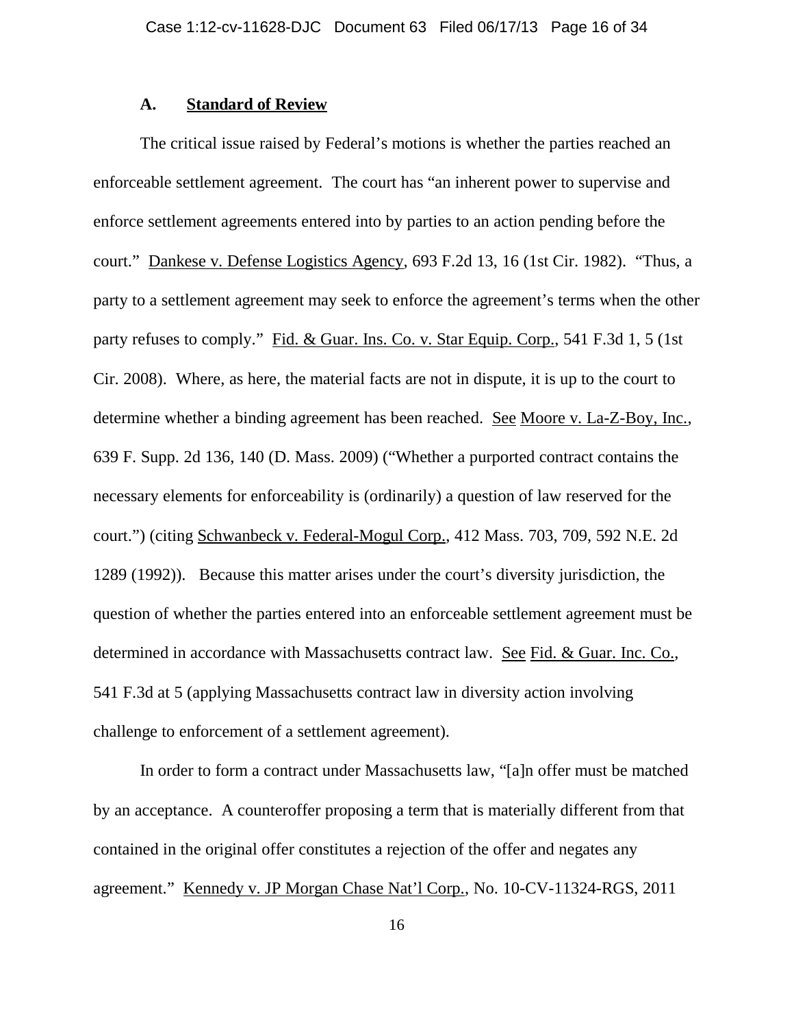### A. **Standard of Review**

The critical issue raised by Federal's motions is whether the parties reached an enforceable settlement agreement. The court has "an inherent power to supervise and enforce settlement agreements entered into by parties to an action pending before the court." Dankese v. Defense Logistics Agency, 693 F.2d 13, 16 (1st Cir. 1982). "Thus, a party to a settlement agreement may seek to enforce the agreement's terms when the other party refuses to comply." Fid. & Guar. Ins. Co. v. Star Equip. Corp., 541 F.3d 1, 5 (1st Cir. 2008). Where, as here, the material facts are not in dispute, it is up to the court to determine whether a binding agreement has been reached. See Moore v. La-Z-Boy, Inc., 639 F. Supp. 2d 136, 140 (D. Mass. 2009) ("Whether a purported contract contains the necessary elements for enforceability is (ordinarily) a question of law reserved for the court.") (citing Schwanbeck v. Federal-Mogul Corp., 412 Mass. 703, 709, 592 N.E. 2d 1289 (1992)). Because this matter arises under the court's diversity jurisdiction, the question of whether the parties entered into an enforceable settlement agreement must be determined in accordance with Massachusetts contract law. See Fid. & Guar. Inc. Co., 541 F.3d at 5 (applying Massachusetts contract law in diversity action involving challenge to enforcement of a settlement agreement).

In order to form a contract under Massachusetts law, "[a]n offer must be matched by an acceptance. A counteroffer proposing a term that is materially different from that contained in the original offer constitutes a rejection of the offer and negates any agreement." Kennedy v. JP Morgan Chase Nat'l Corp., No. 10-CV-11324-RGS, 2011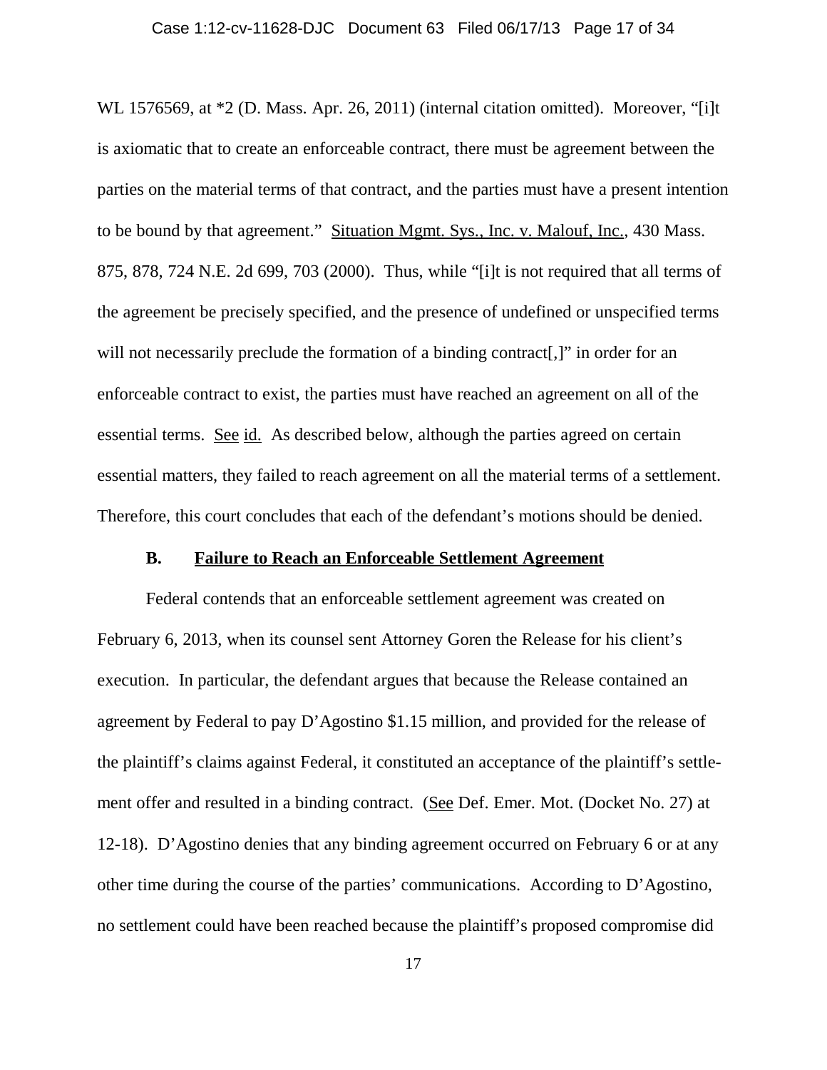WL 1576569, at *2 (D. Mass. Apr. 26, 2011) (internal citation omitted). Moreover, "[i]t is axiomatic that to create an enforceable contract, there must be agreement between the parties on the material terms of that contract, and the parties must have a present intention to be bound by that agreement." Situation Mgmt. Sys., Inc. v. Malouf, Inc., 430 Mass. 875, 878, 724 N.E. 2d 699, 703 (2000). Thus, while "[i]t is not required that all terms of the agreement be precisely specified, and the presence of undefined or unspecified terms will not necessarily preclude the formation of a binding contract[,]" in order for an enforceable contract to exist, the parties must have reached an agreement on all of the essential terms. See id. As described below, although the parties agreed on certain essential matters, they failed to reach agreement on all the material terms of a settlement. Therefore, this court concludes that each of the defendant's motions should be denied.

### B. Failure to Reach an Enforceable Settlement Agreement

Federal contends that an enforceable settlement agreement was created on February 6, 2013, when its counsel sent Attorney Goren the Release for his client's execution. In particular, the defendant argues that because the Release contained an agreement by Federal to pay D'Agostino $1.15 million, and provided for the release of the plaintiff's claims against Federal, it constituted an acceptance of the plaintiff's settlement offer and resulted in a binding contract. (See Def. Emer. Mot. (Docket No. 27) at 12-18). D'Agostino denies that any binding agreement occurred on February 6 or at any other time during the course of the parties' communications. According to D'Agostino, no settlement could have been reached because the plaintiff's proposed compromise did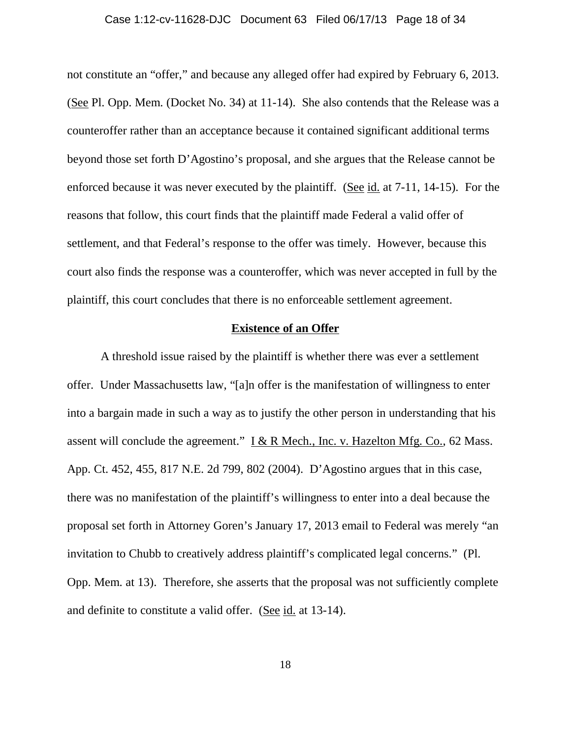not constitute an "offer," and because any alleged offer had expired by February 6, 2013. (See Pl. Opp. Mem. (Docket No. 34) at 11-14). She also contends that the Release was a counteroffer rather than an acceptance because it contained significant additional terms beyond those set forth D'Agostino's proposal, and she argues that the Release cannot be enforced because it was never executed by the plaintiff. (See id. at 7-11, 14-15). For the reasons that follow, this court finds that the plaintiff made Federal a valid offer of settlement, and that Federal's response to the offer was timely. However, because this court also finds the response was a counteroffer, which was never accepted in full by the plaintiff, this court concludes that there is no enforceable settlement agreement.

## Existence of an Offer

A threshold issue raised by the plaintiff is whether there was ever a settlement offer. Under Massachusetts law, "[a]n offer is the manifestation of willingness to enter into a bargain made in such a way as to justify the other person in understanding that his assent will conclude the agreement." I & R Mech., Inc. v. Hazelton Mfg. Co., 62 Mass. App. Ct. 452, 455, 817 N.E. 2d 799, 802 (2004). D'Agostino argues that in this case, there was no manifestation of the plaintiff's willingness to enter into a deal because the proposal set forth in Attorney Goren's January 17, 2013 email to Federal was merely "an invitation to Chubb to creatively address plaintiff's complicated legal concerns." (Pl. Opp. Mem. at 13). Therefore, she asserts that the proposal was not sufficiently complete and definite to constitute a valid offer. (See id. at 13-14).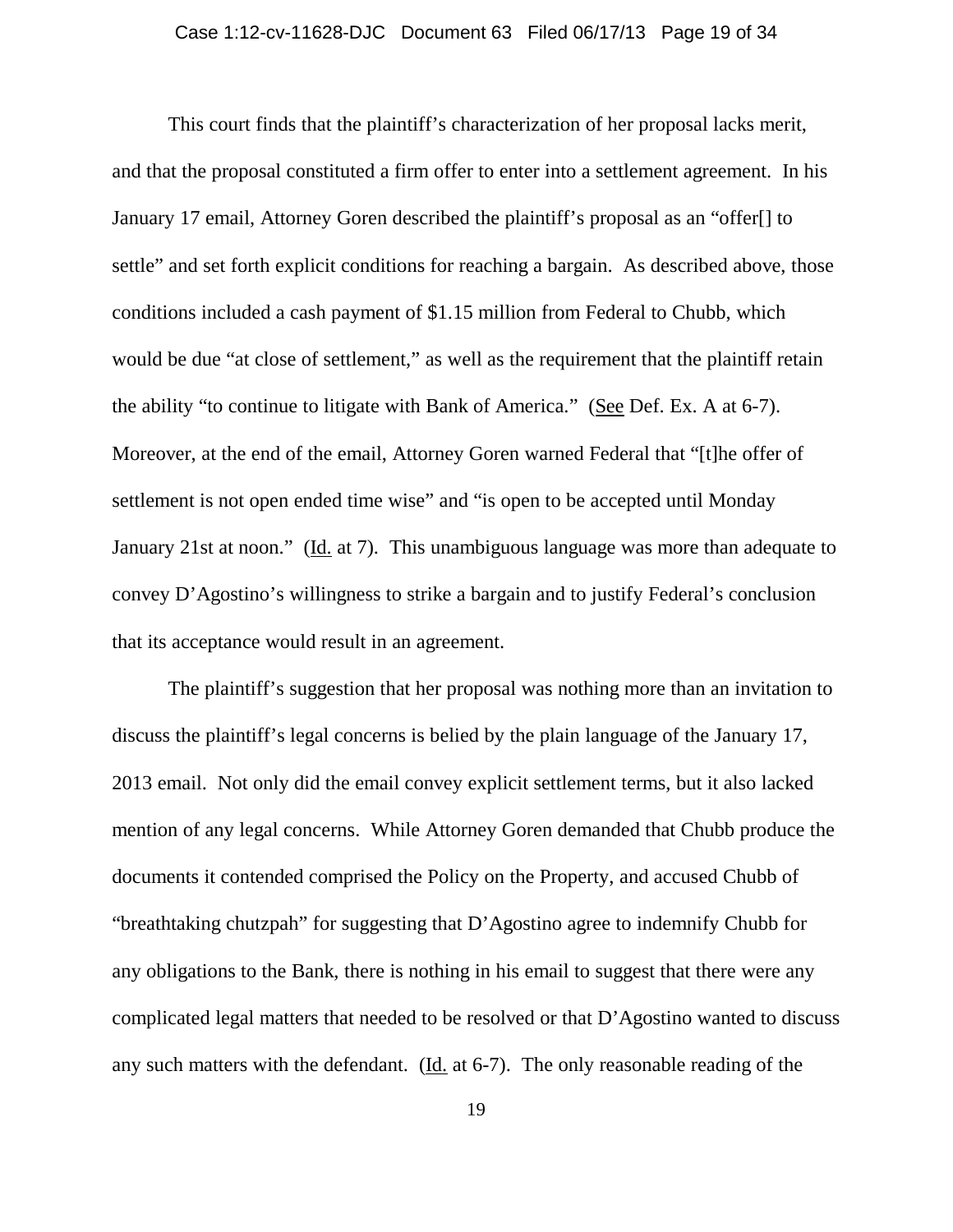This court finds that the plaintiff's characterization of her proposal lacks merit, and that the proposal constituted a firm offer to enter into a settlement agreement. In his January 17 email, Attorney Goren described the plaintiff's proposal as an "offer[] to settle" and set forth explicit conditions for reaching a bargain. As described above, those conditions included a cash payment of $1.15 million from Federal to Chubb, which would be due "at close of settlement," as well as the requirement that the plaintiff retain the ability "to continue to litigate with Bank of America." (See Def. Ex. A at 6-7). Moreover, at the end of the email, Attorney Goren warned Federal that "[t]he offer of settlement is not open ended time wise" and "is open to be accepted until Monday January 21st at noon." (Id. at 7). This unambiguous language was more than adequate to convey D'Agostino's willingness to strike a bargain and to justify Federal's conclusion that its acceptance would result in an agreement.

The plaintiff's suggestion that her proposal was nothing more than an invitation to discuss the plaintiff's legal concerns is belied by the plain language of the January 17, 2013 email. Not only did the email convey explicit settlement terms, but it also lacked mention of any legal concerns. While Attorney Goren demanded that Chubb produce the documents it contended comprised the Policy on the Property, and accused Chubb of "breathtaking chutzpah" for suggesting that D'Agostino agree to indemnify Chubb for any obligations to the Bank, there is nothing in his email to suggest that there were any complicated legal matters that needed to be resolved or that D'Agostino wanted to discuss any such matters with the defendant. (Id. at 6-7). The only reasonable reading of the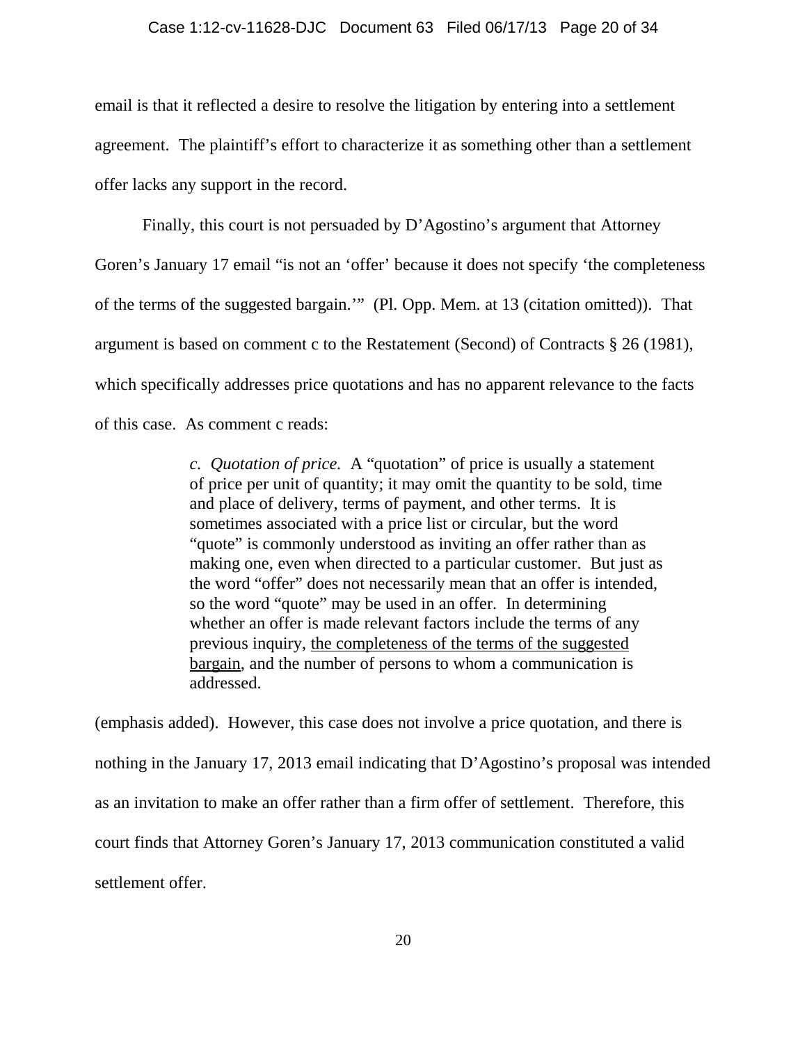email is that it reflected a desire to resolve the litigation by entering into a settlement agreement. The plaintiff's effort to characterize it as something other than a settlement offer lacks any support in the record.

Finally, this court is not persuaded by D'Agostino's argument that Attorney Goren's January 17 email "is not an 'offer' because it does not specify 'the completeness of the terms of the suggested bargain.'" (Pl. Opp. Mem. at 13 (citation omitted)). That argument is based on comment c to the Restatement (Second) of Contracts § 26 (1981), which specifically addresses price quotations and has no apparent relevance to the facts of this case. As comment c reads:

> *c. Quotation of price.* A "quotation" of price is usually a statement of price per unit of quantity; it may omit the quantity to be sold, time and place of delivery, terms of payment, and other terms. It is sometimes associated with a price list or circular, but the word "quote" is commonly understood as inviting an offer rather than as making one, even when directed to a particular customer. But just as the word "offer" does not necessarily mean that an offer is intended, so the word "quote" may be used in an offer. In determining whether an offer is made relevant factors include the terms of any previous inquiry, <u>the completeness of the terms of the suggested bargain</u>, and the number of persons to whom a communication is addressed.

(emphasis added). However, this case does not involve a price quotation, and there is nothing in the January 17, 2013 email indicating that D'Agostino's proposal was intended as an invitation to make an offer rather than a firm offer of settlement. Therefore, this court finds that Attorney Goren's January 17, 2013 communication constituted a valid settlement offer.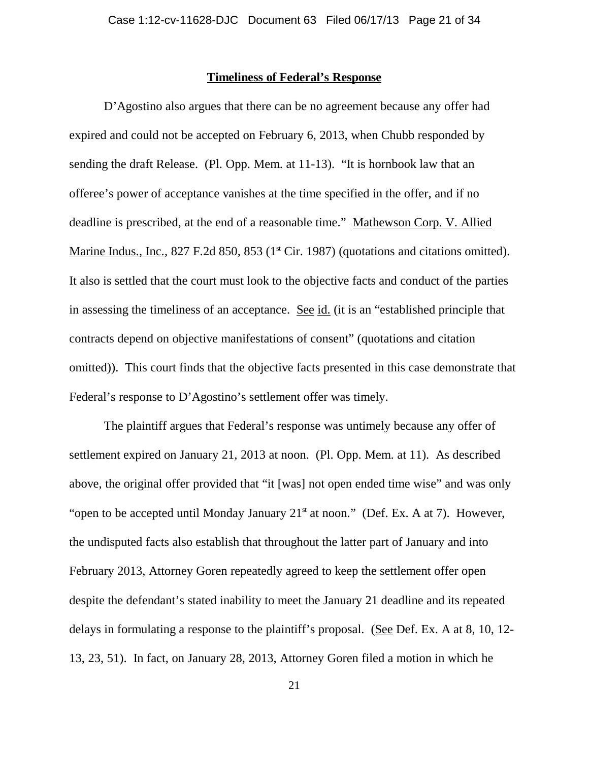**Timeliness of Federal's Response**

D'Agostino also argues that there can be no agreement because any offer had expired and could not be accepted on February 6, 2013, when Chubb responded by sending the draft Release. (Pl. Opp. Mem. at 11-13). "It is hornbook law that an offeree's power of acceptance vanishes at the time specified in the offer, and if no deadline is prescribed, at the end of a reasonable time." Mathewson Corp. V. Allied Marine Indus., Inc., 827 F.2d 850, 853 (1st Cir. 1987) (quotations and citations omitted). It also is settled that the court must look to the objective facts and conduct of the parties in assessing the timeliness of an acceptance. See id. (it is an "established principle that contracts depend on objective manifestations of consent" (quotations and citation omitted)). This court finds that the objective facts presented in this case demonstrate that Federal's response to D'Agostino's settlement offer was timely.

The plaintiff argues that Federal's response was untimely because any offer of settlement expired on January 21, 2013 at noon. (Pl. Opp. Mem. at 11). As described above, the original offer provided that "it [was] not open ended time wise" and was only "open to be accepted until Monday January 21st at noon." (Def. Ex. A at 7). However, the undisputed facts also establish that throughout the latter part of January and into February 2013, Attorney Goren repeatedly agreed to keep the settlement offer open despite the defendant's stated inability to meet the January 21 deadline and its repeated delays in formulating a response to the plaintiff's proposal. (See Def. Ex. A at 8, 10, 12-13, 23, 51). In fact, on January 28, 2013, Attorney Goren filed a motion in which he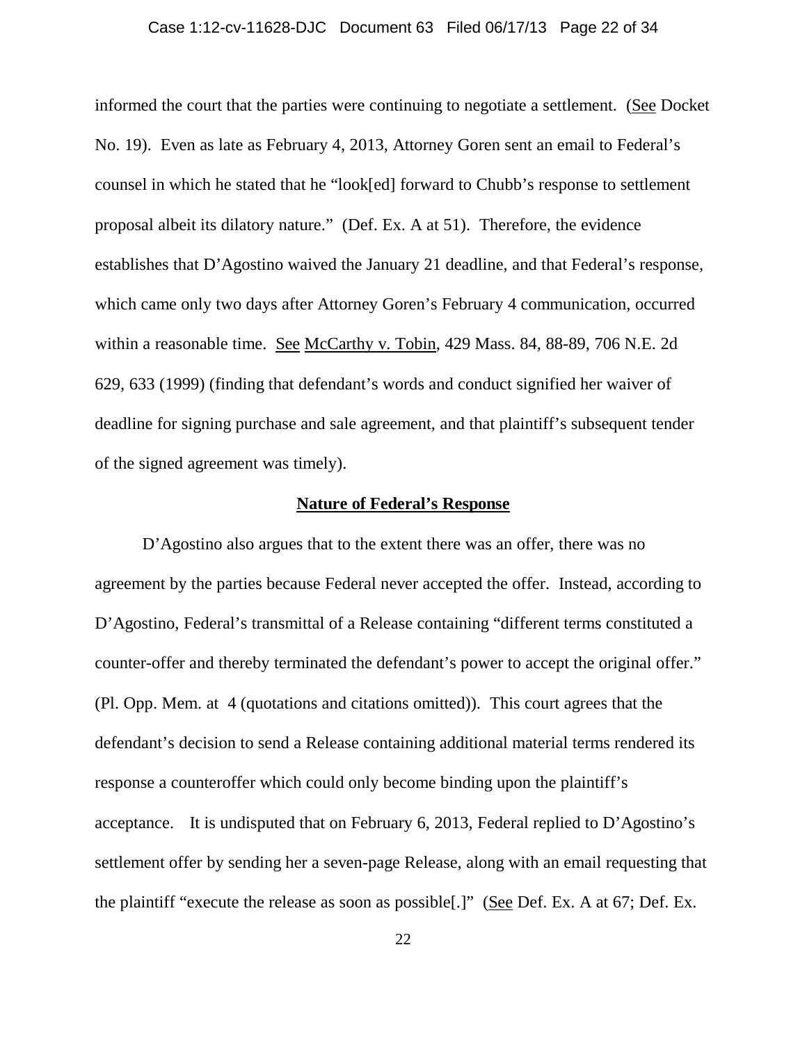informed the court that the parties were continuing to negotiate a settlement. (See Docket No. 19). Even as late as February 4, 2013, Attorney Goren sent an email to Federal's counsel in which he stated that he "look[ed] forward to Chubb's response to settlement proposal albeit its dilatory nature." (Def. Ex. A at 51). Therefore, the evidence establishes that D'Agostino waived the January 21 deadline, and that Federal's response, which came only two days after Attorney Goren's February 4 communication, occurred within a reasonable time. See McCarthy v. Tobin, 429 Mass. 84, 88-89, 706 N.E. 2d 629, 633 (1999) (finding that defendant's words and conduct signified her waiver of deadline for signing purchase and sale agreement, and that plaintiff's subsequent tender of the signed agreement was timely).

**Nature of Federal's Response**

D'Agostino also argues that to the extent there was an offer, there was no agreement by the parties because Federal never accepted the offer. Instead, according to D'Agostino, Federal's transmittal of a Release containing "different terms constituted a counter-offer and thereby terminated the defendant's power to accept the original offer." (Pl. Opp. Mem. at 4 (quotations and citations omitted)). This court agrees that the defendant's decision to send a Release containing additional material terms rendered its response a counteroffer which could only become binding upon the plaintiff's acceptance. It is undisputed that on February 6, 2013, Federal replied to D'Agostino's settlement offer by sending her a seven-page Release, along with an email requesting that the plaintiff "execute the release as soon as possible[.]" (See Def. Ex. A at 67; Def. Ex.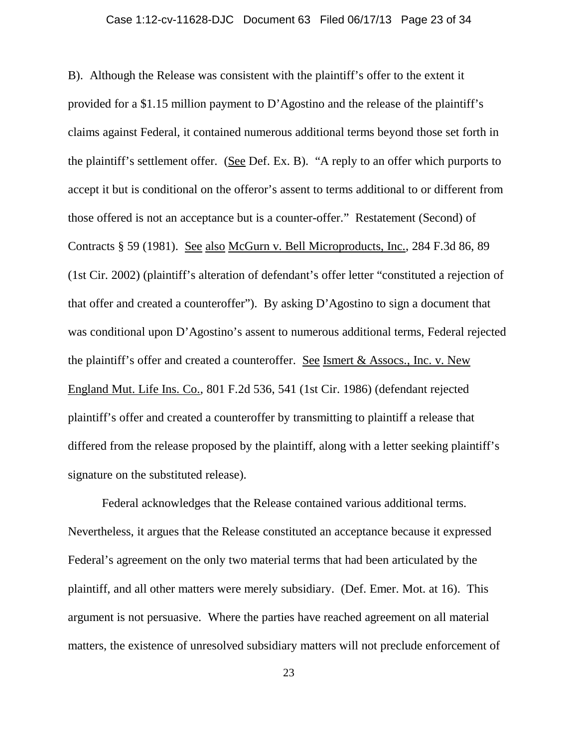B). Although the Release was consistent with the plaintiff's offer to the extent it provided for a $1.15 million payment to D'Agostino and the release of the plaintiff's claims against Federal, it contained numerous additional terms beyond those set forth in the plaintiff's settlement offer. (See Def. Ex. B). "A reply to an offer which purports to accept it but is conditional on the offeror's assent to terms additional to or different from those offered is not an acceptance but is a counter-offer." Restatement (Second) of Contracts § 59 (1981). See also McGurn v. Bell Microproducts, Inc., 284 F.3d 86, 89 (1st Cir. 2002) (plaintiff's alteration of defendant's offer letter "constituted a rejection of that offer and created a counteroffer"). By asking D'Agostino to sign a document that was conditional upon D'Agostino's assent to numerous additional terms, Federal rejected the plaintiff's offer and created a counteroffer. See Ismert & Assocs., Inc. v. New England Mut. Life Ins. Co., 801 F.2d 536, 541 (1st Cir. 1986) (defendant rejected plaintiff's offer and created a counteroffer by transmitting to plaintiff a release that differed from the release proposed by the plaintiff, along with a letter seeking plaintiff's signature on the substituted release).

Federal acknowledges that the Release contained various additional terms. Nevertheless, it argues that the Release constituted an acceptance because it expressed Federal's agreement on the only two material terms that had been articulated by the plaintiff, and all other matters were merely subsidiary. (Def. Emer. Mot. at 16). This argument is not persuasive. Where the parties have reached agreement on all material matters, the existence of unresolved subsidiary matters will not preclude enforcement of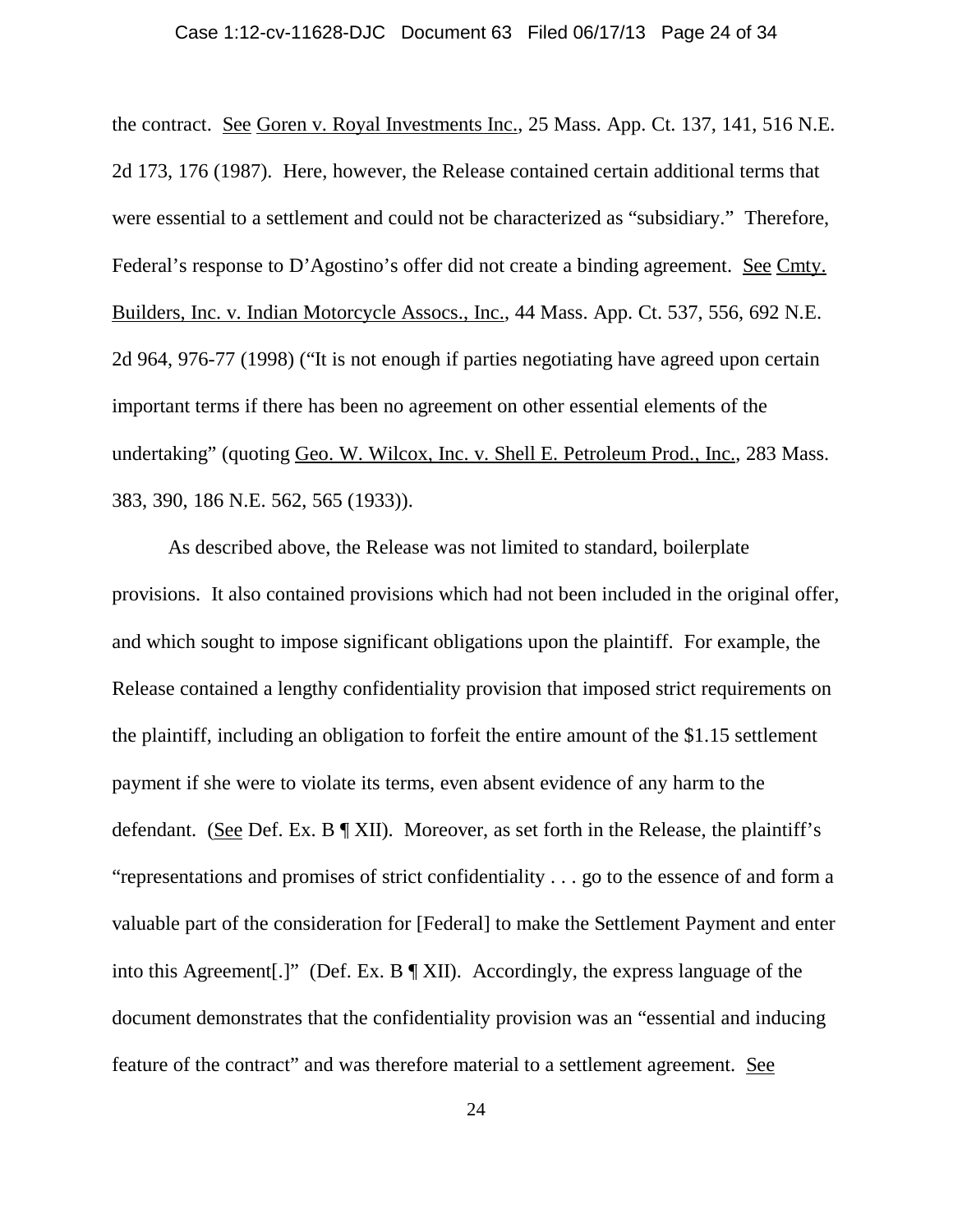the contract. See Goren v. Royal Investments Inc., 25 Mass. App. Ct. 137, 141, 516 N.E. 2d 173, 176 (1987). Here, however, the Release contained certain additional terms that were essential to a settlement and could not be characterized as "subsidiary." Therefore, Federal's response to D'Agostino's offer did not create a binding agreement. See Cmty. Builders, Inc. v. Indian Motorcycle Assocs., Inc., 44 Mass. App. Ct. 537, 556, 692 N.E. 2d 964, 976-77 (1998) ("It is not enough if parties negotiating have agreed upon certain important terms if there has been no agreement on other essential elements of the undertaking" (quoting Geo. W. Wilcox, Inc. v. Shell E. Petroleum Prod., Inc., 283 Mass. 383, 390, 186 N.E. 562, 565 (1933)).

As described above, the Release was not limited to standard, boilerplate provisions. It also contained provisions which had not been included in the original offer, and which sought to impose significant obligations upon the plaintiff. For example, the Release contained a lengthy confidentiality provision that imposed strict requirements on the plaintiff, including an obligation to forfeit the entire amount of the $1.15 settlement payment if she were to violate its terms, even absent evidence of any harm to the defendant. (See Def. Ex. B ¶ XII). Moreover, as set forth in the Release, the plaintiff's "representations and promises of strict confidentiality . . . go to the essence of and form a valuable part of the consideration for [Federal] to make the Settlement Payment and enter into this Agreement[.]" (Def. Ex. B ¶ XII). Accordingly, the express language of the document demonstrates that the confidentiality provision was an "essential and inducing feature of the contract" and was therefore material to a settlement agreement. See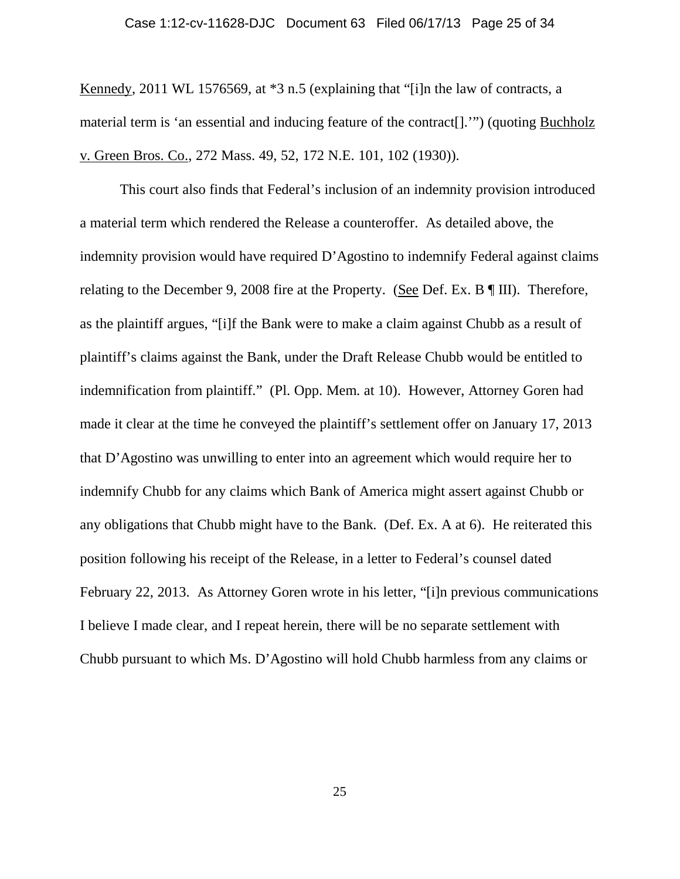Kennedy, 2011 WL 1576569, at *3 n.5 (explaining that "[i]n the law of contracts, a material term is 'an essential and inducing feature of the contract[].'") (quoting Buchholz v. Green Bros. Co., 272 Mass. 49, 52, 172 N.E. 101, 102 (1930)).

This court also finds that Federal's inclusion of an indemnity provision introduced a material term which rendered the Release a counteroffer. As detailed above, the indemnity provision would have required D'Agostino to indemnify Federal against claims relating to the December 9, 2008 fire at the Property. (See Def. Ex. B ¶ III). Therefore, as the plaintiff argues, "[i]f the Bank were to make a claim against Chubb as a result of plaintiff's claims against the Bank, under the Draft Release Chubb would be entitled to indemnification from plaintiff." (Pl. Opp. Mem. at 10). However, Attorney Goren had made it clear at the time he conveyed the plaintiff's settlement offer on January 17, 2013 that D'Agostino was unwilling to enter into an agreement which would require her to indemnify Chubb for any claims which Bank of America might assert against Chubb or any obligations that Chubb might have to the Bank. (Def. Ex. A at 6). He reiterated this position following his receipt of the Release, in a letter to Federal's counsel dated February 22, 2013. As Attorney Goren wrote in his letter, "[i]n previous communications I believe I made clear, and I repeat herein, there will be no separate settlement with Chubb pursuant to which Ms. D'Agostino will hold Chubb harmless from any claims or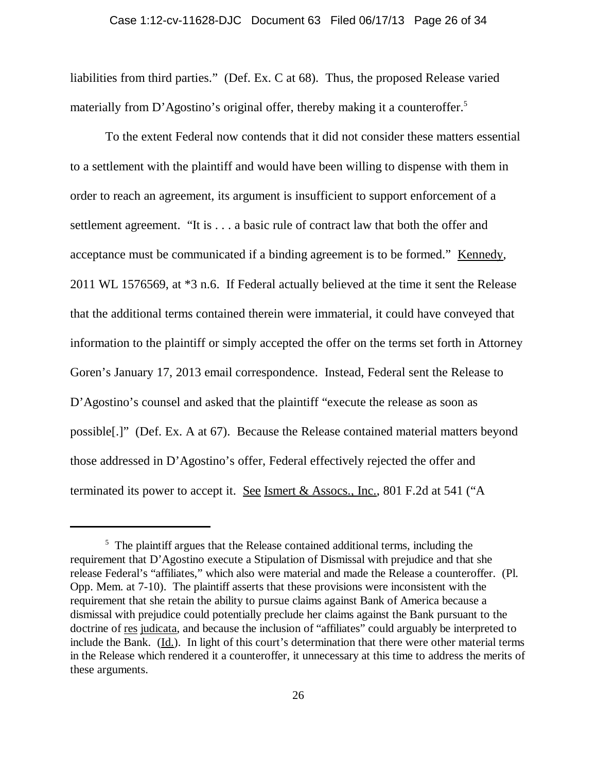liabilities from third parties." (Def. Ex. C at 68). Thus, the proposed Release varied materially from D'Agostino's original offer, thereby making it a counteroffer.[5]

To the extent Federal now contends that it did not consider these matters essential to a settlement with the plaintiff and would have been willing to dispense with them in order to reach an agreement, its argument is insufficient to support enforcement of a settlement agreement. "It is . . . a basic rule of contract law that both the offer and acceptance must be communicated if a binding agreement is to be formed." Kennedy, 2011 WL 1576569, at *3 n.6. If Federal actually believed at the time it sent the Release that the additional terms contained therein were immaterial, it could have conveyed that information to the plaintiff or simply accepted the offer on the terms set forth in Attorney Goren's January 17, 2013 email correspondence. Instead, Federal sent the Release to D'Agostino's counsel and asked that the plaintiff "execute the release as soon as possible[.]" (Def. Ex. A at 67). Because the Release contained material matters beyond those addressed in D'Agostino's offer, Federal effectively rejected the offer and terminated its power to accept it. See Ismert & Assocs., Inc., 801 F.2d at 541 ("A

---

[5] The plaintiff argues that the Release contained additional terms, including the requirement that D'Agostino execute a Stipulation of Dismissal with prejudice and that she release Federal's "affiliates," which also were material and made the Release a counteroffer. (Pl. Opp. Mem. at 7-10). The plaintiff asserts that these provisions were inconsistent with the requirement that she retain the ability to pursue claims against Bank of America because a dismissal with prejudice could potentially preclude her claims against the Bank pursuant to the doctrine of res judicata, and because the inclusion of "affiliates" could arguably be interpreted to include the Bank. (Id.). In light of this court's determination that there were other material terms in the Release which rendered it a counteroffer, unnecessary at this time to address the merits of these arguments.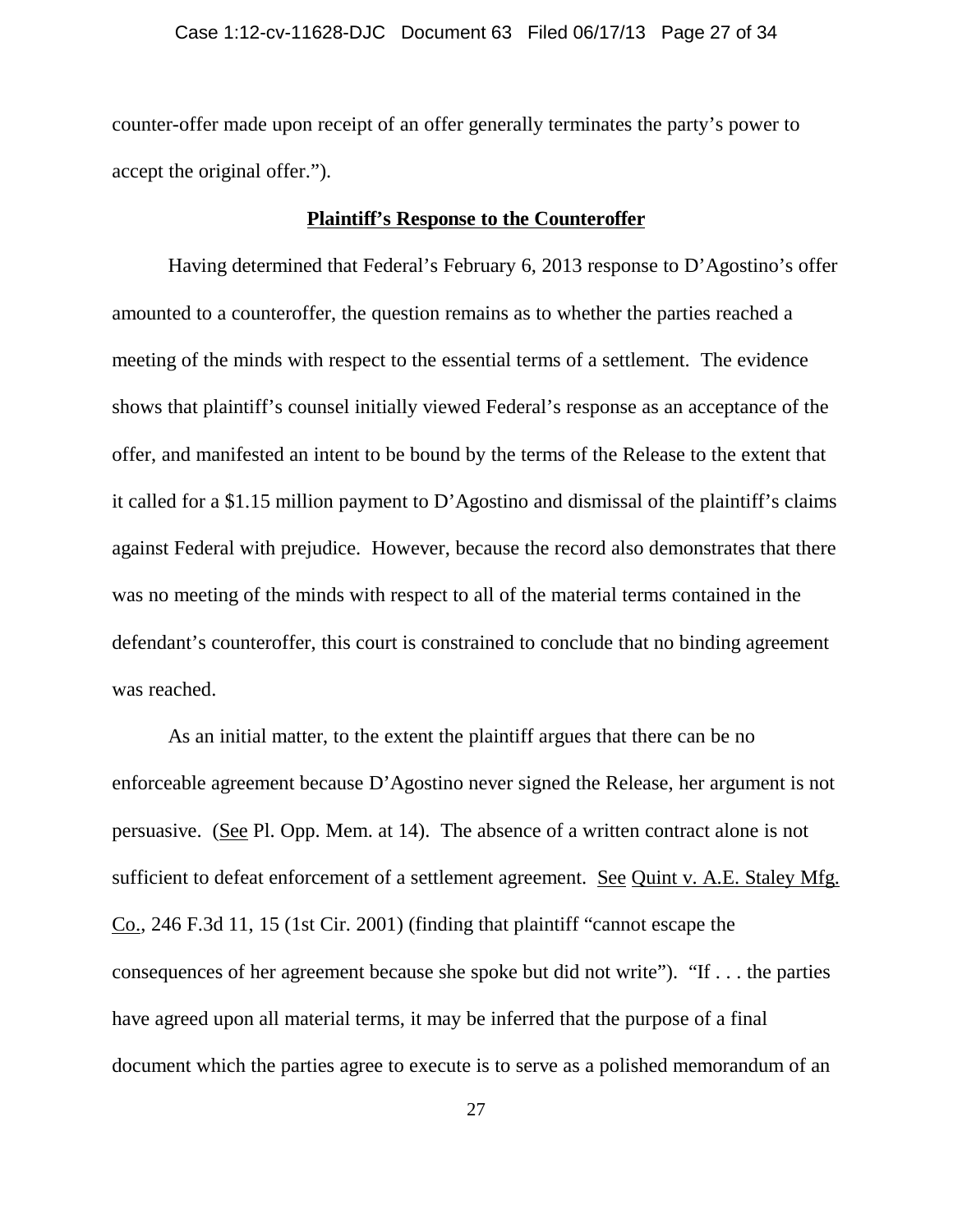counter-offer made upon receipt of an offer generally terminates the party's power to accept the original offer.").

**Plaintiff's Response to the Counteroffer**

Having determined that Federal's February 6, 2013 response to D'Agostino's offer amounted to a counteroffer, the question remains as to whether the parties reached a meeting of the minds with respect to the essential terms of a settlement. The evidence shows that plaintiff's counsel initially viewed Federal's response as an acceptance of the offer, and manifested an intent to be bound by the terms of the Release to the extent that it called for a $1.15 million payment to D'Agostino and dismissal of the plaintiff's claims against Federal with prejudice. However, because the record also demonstrates that there was no meeting of the minds with respect to all of the material terms contained in the defendant's counteroffer, this court is constrained to conclude that no binding agreement was reached.

As an initial matter, to the extent the plaintiff argues that there can be no enforceable agreement because D'Agostino never signed the Release, her argument is not persuasive. (See Pl. Opp. Mem. at 14). The absence of a written contract alone is not sufficient to defeat enforcement of a settlement agreement. See Quint v. A.E. Staley Mfg. Co., 246 F.3d 11, 15 (1st Cir. 2001) (finding that plaintiff "cannot escape the consequences of her agreement because she spoke but did not write"). "If . . . the parties have agreed upon all material terms, it may be inferred that the purpose of a final document which the parties agree to execute is to serve as a polished memorandum of an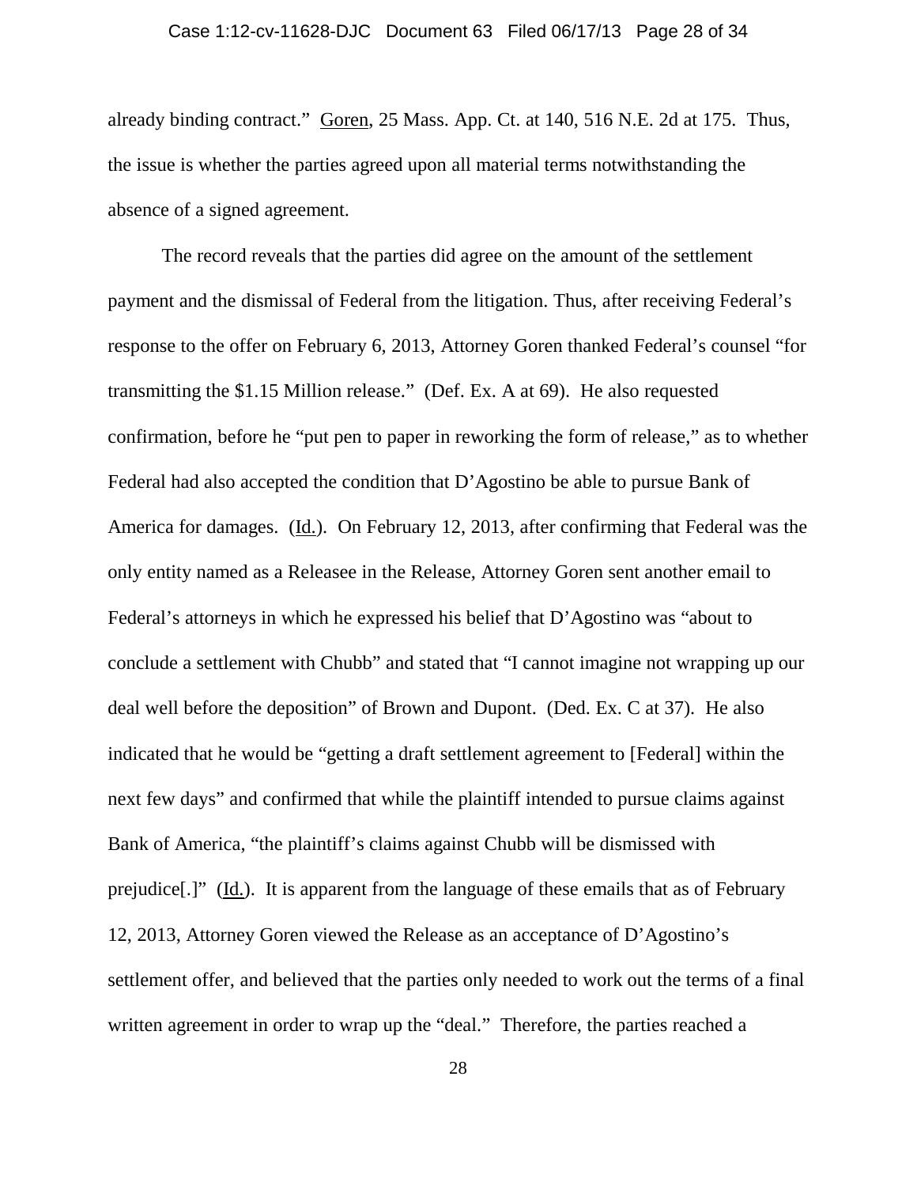already binding contract." Goren, 25 Mass. App. Ct. at 140, 516 N.E. 2d at 175. Thus, the issue is whether the parties agreed upon all material terms notwithstanding the absence of a signed agreement.

The record reveals that the parties did agree on the amount of the settlement payment and the dismissal of Federal from the litigation. Thus, after receiving Federal's response to the offer on February 6, 2013, Attorney Goren thanked Federal's counsel "for transmitting the $1.15 Million release." (Def. Ex. A at 69). He also requested confirmation, before he "put pen to paper in reworking the form of release," as to whether Federal had also accepted the condition that D'Agostino be able to pursue Bank of America for damages. (Id.). On February 12, 2013, after confirming that Federal was the only entity named as a Releasee in the Release, Attorney Goren sent another email to Federal's attorneys in which he expressed his belief that D'Agostino was "about to conclude a settlement with Chubb" and stated that "I cannot imagine not wrapping up our deal well before the deposition" of Brown and Dupont. (Ded. Ex. C at 37). He also indicated that he would be "getting a draft settlement agreement to [Federal] within the next few days" and confirmed that while the plaintiff intended to pursue claims against Bank of America, "the plaintiff's claims against Chubb will be dismissed with prejudice[.]" (Id.). It is apparent from the language of these emails that as of February 12, 2013, Attorney Goren viewed the Release as an acceptance of D'Agostino's settlement offer, and believed that the parties only needed to work out the terms of a final written agreement in order to wrap up the "deal." Therefore, the parties reached a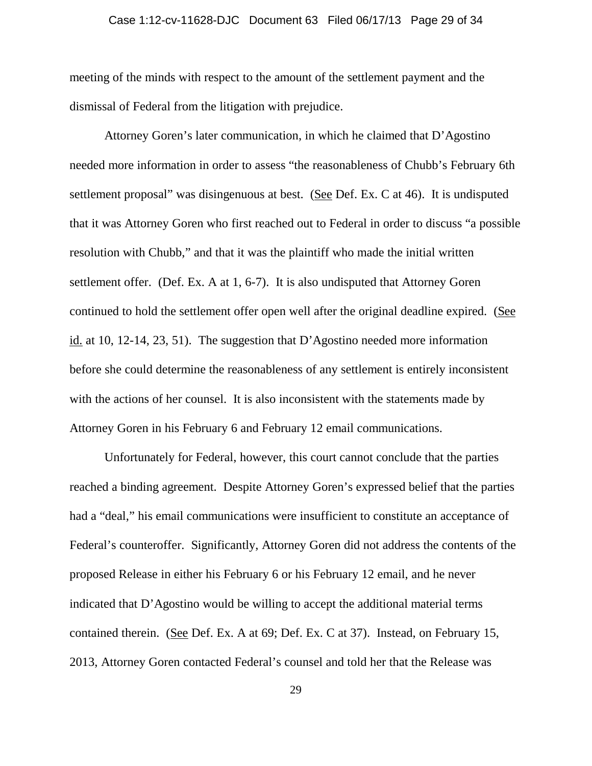meeting of the minds with respect to the amount of the settlement payment and the dismissal of Federal from the litigation with prejudice.

Attorney Goren's later communication, in which he claimed that D'Agostino needed more information in order to assess "the reasonableness of Chubb's February 6th settlement proposal" was disingenuous at best. (See Def. Ex. C at 46). It is undisputed that it was Attorney Goren who first reached out to Federal in order to discuss "a possible resolution with Chubb," and that it was the plaintiff who made the initial written settlement offer. (Def. Ex. A at 1, 6-7). It is also undisputed that Attorney Goren continued to hold the settlement offer open well after the original deadline expired. (See id. at 10, 12-14, 23, 51). The suggestion that D'Agostino needed more information before she could determine the reasonableness of any settlement is entirely inconsistent with the actions of her counsel. It is also inconsistent with the statements made by Attorney Goren in his February 6 and February 12 email communications.

Unfortunately for Federal, however, this court cannot conclude that the parties reached a binding agreement. Despite Attorney Goren's expressed belief that the parties had a "deal," his email communications were insufficient to constitute an acceptance of Federal's counteroffer. Significantly, Attorney Goren did not address the contents of the proposed Release in either his February 6 or his February 12 email, and he never indicated that D'Agostino would be willing to accept the additional material terms contained therein. (See Def. Ex. A at 69; Def. Ex. C at 37). Instead, on February 15, 2013, Attorney Goren contacted Federal's counsel and told her that the Release was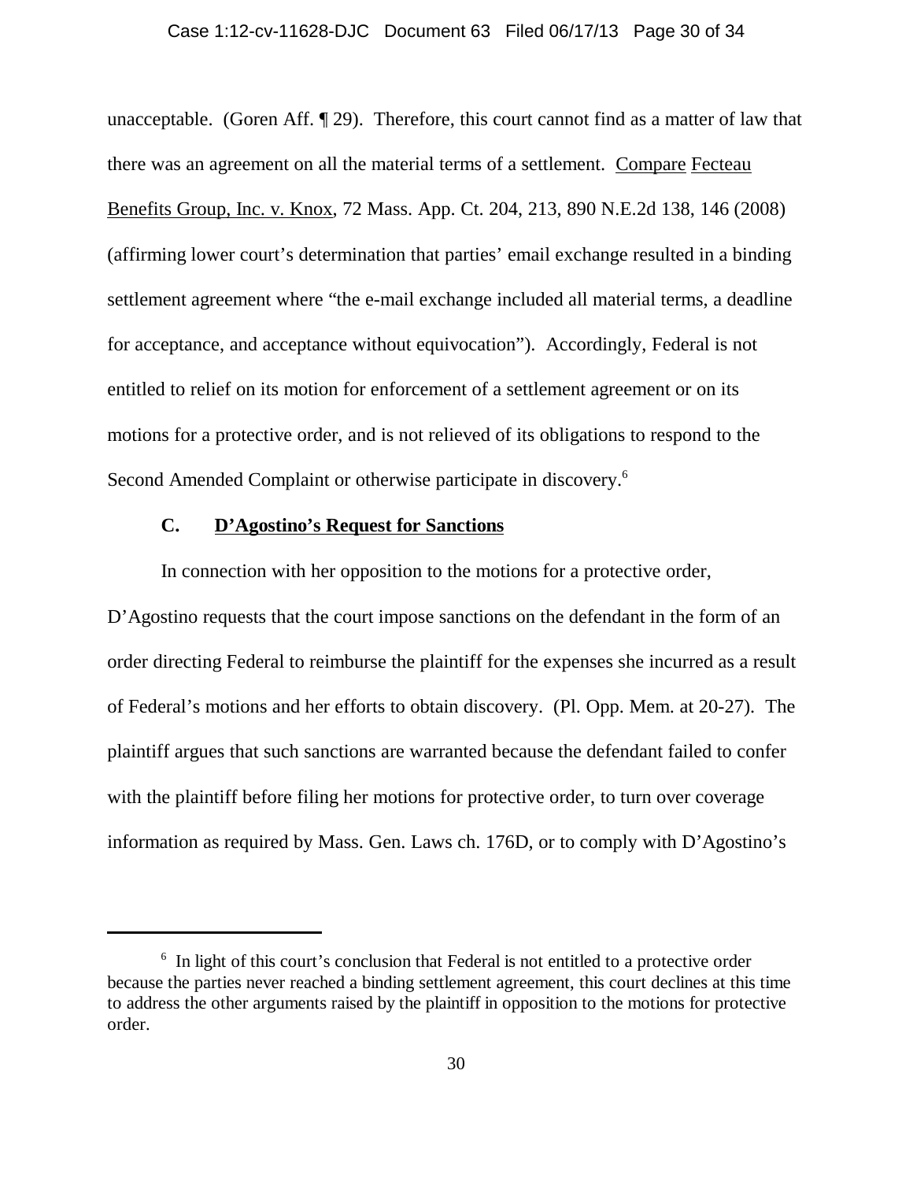unacceptable. (Goren Aff. ¶ 29). Therefore, this court cannot find as a matter of law that there was an agreement on all the material terms of a settlement. Compare Fecteau Benefits Group, Inc. v. Knox, 72 Mass. App. Ct. 204, 213, 890 N.E.2d 138, 146 (2008) (affirming lower court's determination that parties' email exchange resulted in a binding settlement agreement where "the e-mail exchange included all material terms, a deadline for acceptance, and acceptance without equivocation"). Accordingly, Federal is not entitled to relief on its motion for enforcement of a settlement agreement or on its motions for a protective order, and is not relieved of its obligations to respond to the Second Amended Complaint or otherwise participate in discovery.[6]

### C. D'Agostino's Request for Sanctions

In connection with her opposition to the motions for a protective order, D'Agostino requests that the court impose sanctions on the defendant in the form of an order directing Federal to reimburse the plaintiff for the expenses she incurred as a result of Federal's motions and her efforts to obtain discovery. (Pl. Opp. Mem. at 20-27). The plaintiff argues that such sanctions are warranted because the defendant failed to confer with the plaintiff before filing her motions for protective order, to turn over coverage information as required by Mass. Gen. Laws ch. 176D, or to comply with D'Agostino's

---

[6] In light of this court's conclusion that Federal is not entitled to a protective order because the parties never reached a binding settlement agreement, this court declines at this time to address the other arguments raised by the plaintiff in opposition to the motions for protective order.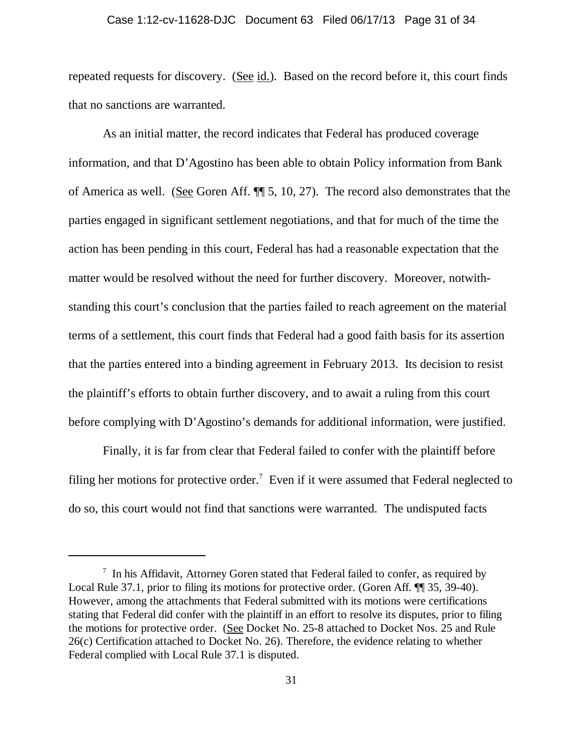repeated requests for discovery. (See id.). Based on the record before it, this court finds that no sanctions are warranted.

As an initial matter, the record indicates that Federal has produced coverage information, and that D'Agostino has been able to obtain Policy information from Bank of America as well. (See Goren Aff. ¶¶ 5, 10, 27). The record also demonstrates that the parties engaged in significant settlement negotiations, and that for much of the time the action has been pending in this court, Federal has had a reasonable expectation that the matter would be resolved without the need for further discovery. Moreover, notwithstanding this court's conclusion that the parties failed to reach agreement on the material terms of a settlement, this court finds that Federal had a good faith basis for its assertion that the parties entered into a binding agreement in February 2013. Its decision to resist the plaintiff's efforts to obtain further discovery, and to await a ruling from this court before complying with D'Agostino's demands for additional information, were justified.

Finally, it is far from clear that Federal failed to confer with the plaintiff before filing her motions for protective order.[7] Even if it were assumed that Federal neglected to do so, this court would not find that sanctions were warranted. The undisputed facts

---

[7] In his Affidavit, Attorney Goren stated that Federal failed to confer, as required by Local Rule 37.1, prior to filing its motions for protective order. (Goren Aff. ¶¶ 35, 39-40). However, among the attachments that Federal submitted with its motions were certifications stating that Federal did confer with the plaintiff in an effort to resolve its disputes, prior to filing the motions for protective order. (See Docket No. 25-8 attached to Docket Nos. 25 and Rule 26(c) Certification attached to Docket No. 26). Therefore, the evidence relating to whether Federal complied with Local Rule 37.1 is disputed.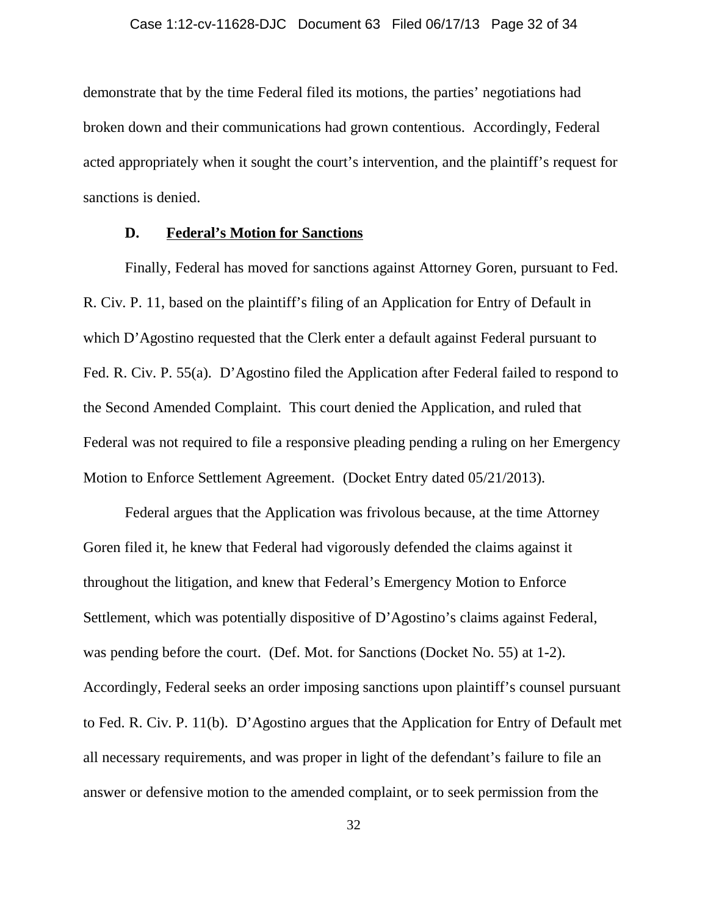demonstrate that by the time Federal filed its motions, the parties' negotiations had broken down and their communications had grown contentious. Accordingly, Federal acted appropriately when it sought the court's intervention, and the plaintiff's request for sanctions is denied.

### D. Federal's Motion for Sanctions

Finally, Federal has moved for sanctions against Attorney Goren, pursuant to Fed. R. Civ. P. 11, based on the plaintiff's filing of an Application for Entry of Default in which D'Agostino requested that the Clerk enter a default against Federal pursuant to Fed. R. Civ. P. 55(a). D'Agostino filed the Application after Federal failed to respond to the Second Amended Complaint. This court denied the Application, and ruled that Federal was not required to file a responsive pleading pending a ruling on her Emergency Motion to Enforce Settlement Agreement. (Docket Entry dated 05/21/2013).

Federal argues that the Application was frivolous because, at the time Attorney Goren filed it, he knew that Federal had vigorously defended the claims against it throughout the litigation, and knew that Federal's Emergency Motion to Enforce Settlement, which was potentially dispositive of D'Agostino's claims against Federal, was pending before the court. (Def. Mot. for Sanctions (Docket No. 55) at 1-2). Accordingly, Federal seeks an order imposing sanctions upon plaintiff's counsel pursuant to Fed. R. Civ. P. 11(b). D'Agostino argues that the Application for Entry of Default met all necessary requirements, and was proper in light of the defendant's failure to file an answer or defensive motion to the amended complaint, or to seek permission from the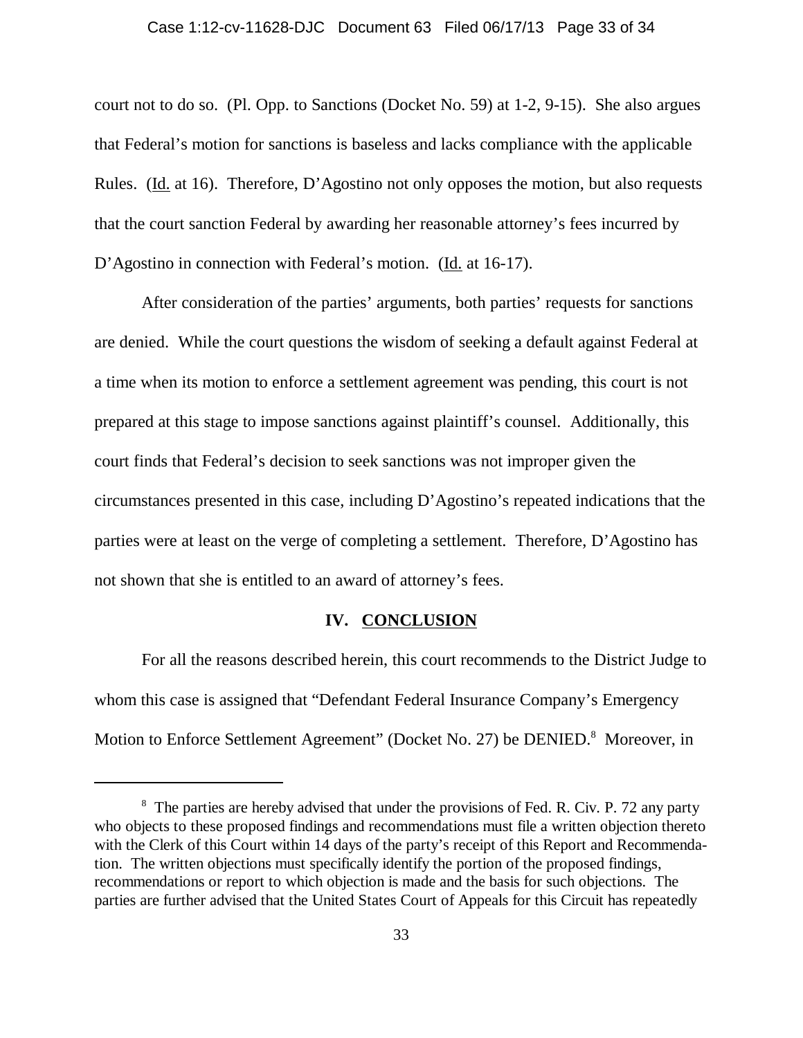court not to do so. (Pl. Opp. to Sanctions (Docket No. 59) at 1-2, 9-15). She also argues that Federal's motion for sanctions is baseless and lacks compliance with the applicable Rules. (Id. at 16). Therefore, D'Agostino not only opposes the motion, but also requests that the court sanction Federal by awarding her reasonable attorney's fees incurred by D'Agostino in connection with Federal's motion. (Id. at 16-17).

After consideration of the parties' arguments, both parties' requests for sanctions are denied. While the court questions the wisdom of seeking a default against Federal at a time when its motion to enforce a settlement agreement was pending, this court is not prepared at this stage to impose sanctions against plaintiff's counsel. Additionally, this court finds that Federal's decision to seek sanctions was not improper given the circumstances presented in this case, including D'Agostino's repeated indications that the parties were at least on the verge of completing a settlement. Therefore, D'Agostino has not shown that she is entitled to an award of attorney's fees.

## IV. CONCLUSION

For all the reasons described herein, this court recommends to the District Judge to whom this case is assigned that "Defendant Federal Insurance Company's Emergency Motion to Enforce Settlement Agreement" (Docket No. 27) be DENIED.[8] Moreover, in

---

[8] The parties are hereby advised that under the provisions of Fed. R. Civ. P. 72 any party who objects to these proposed findings and recommendations must file a written objection thereto with the Clerk of this Court within 14 days of the party's receipt of this Report and Recommendation. The written objections must specifically identify the portion of the proposed findings, recommendations or report to which objection is made and the basis for such objections. The parties are further advised that the United States Court of Appeals for this Circuit has repeatedly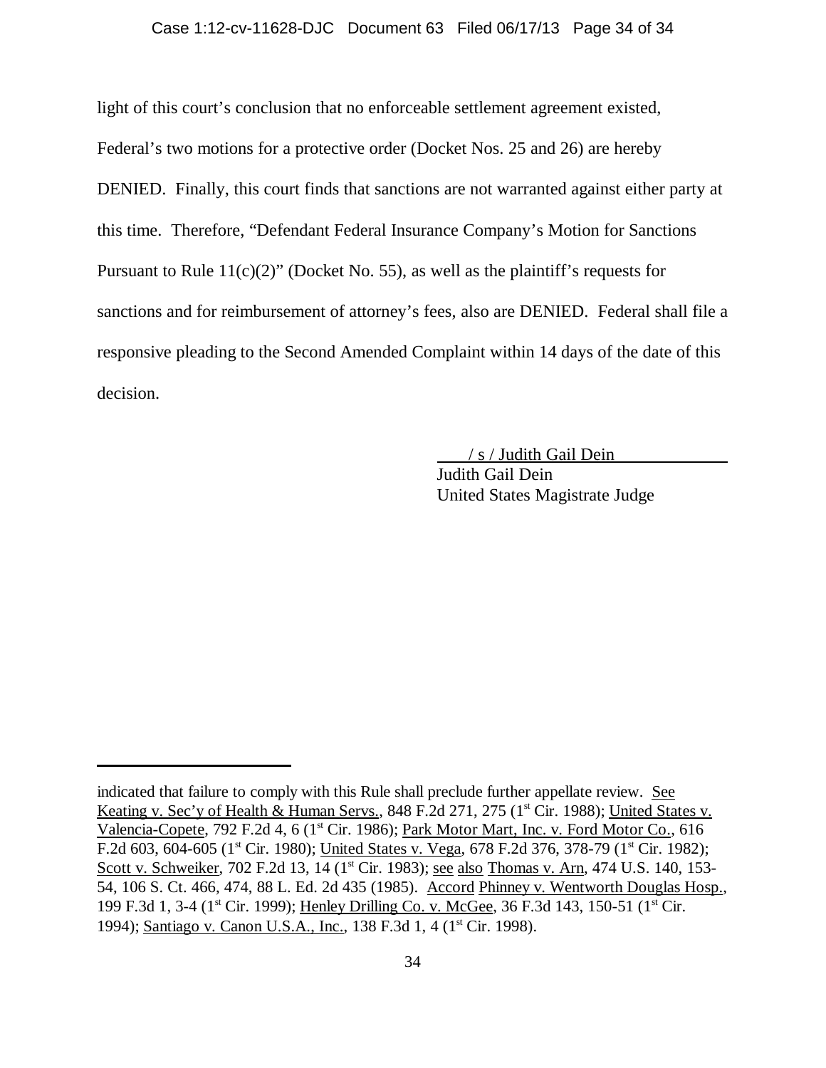light of this court's conclusion that no enforceable settlement agreement existed, Federal's two motions for a protective order (Docket Nos. 25 and 26) are hereby DENIED. Finally, this court finds that sanctions are not warranted against either party at this time. Therefore, "Defendant Federal Insurance Company's Motion for Sanctions Pursuant to Rule 11(c)(2)" (Docket No. 55), as well as the plaintiff's requests for sanctions and for reimbursement of attorney's fees, also are DENIED. Federal shall file a responsive pleading to the Second Amended Complaint within 14 days of the date of this decision.

/ s / Judith Gail Dein
Judith Gail Dein
United States Magistrate Judge

---

indicated that failure to comply with this Rule shall preclude further appellate review. See Keating v. Sec'y of Health & Human Servs., 848 F.2d 271, 275 (1st Cir. 1988); United States v. Valencia-Copete, 792 F.2d 4, 6 (1st Cir. 1986); Park Motor Mart, Inc. v. Ford Motor Co., 616 F.2d 603, 604-605 (1st Cir. 1980); United States v. Vega, 678 F.2d 376, 378-79 (1st Cir. 1982); Scott v. Schweiker, 702 F.2d 13, 14 (1st Cir. 1983); see also Thomas v. Arn, 474 U.S. 140, 153-54, 106 S. Ct. 466, 474, 88 L. Ed. 2d 435 (1985). Accord Phinney v. Wentworth Douglas Hosp., 199 F.3d 1, 3-4 (1st Cir. 1999); Henley Drilling Co. v. McGee, 36 F.3d 143, 150-51 (1st Cir. 1994); Santiago v. Canon U.S.A., Inc., 138 F.3d 1, 4 (1st Cir. 1998).